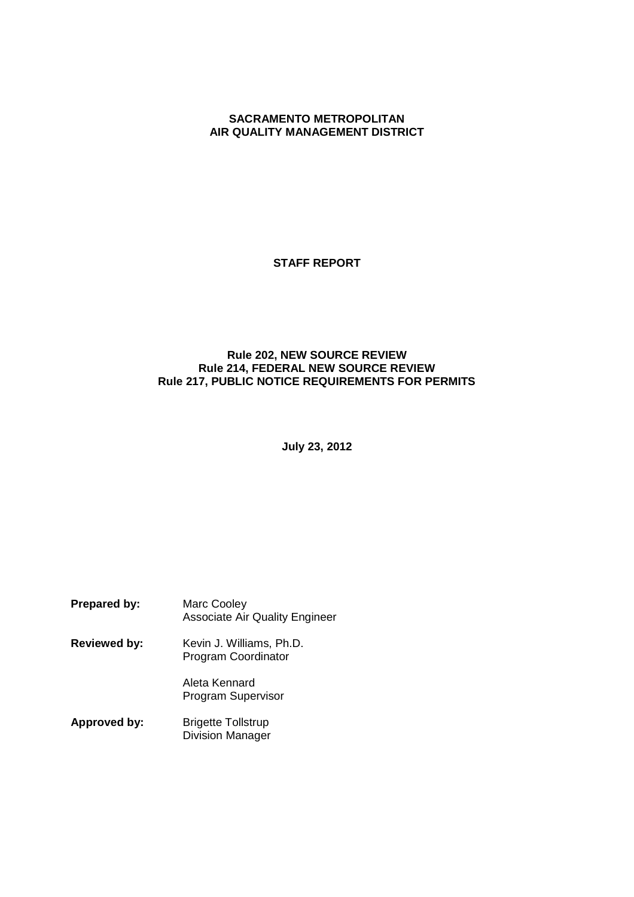**SACRAMENTO METROPOLITAN**
**AIR QUALITY MANAGEMENT DISTRICT**

# STAFF REPORT

**Rule 202, NEW SOURCE REVIEW**
**Rule 214, FEDERAL NEW SOURCE REVIEW**
**Rule 217, PUBLIC NOTICE REQUIREMENTS FOR PERMITS**

**July 23, 2012**

| | |
|---|---|
| **Prepared by:** | Marc Cooley<br>Associate Air Quality Engineer |
| **Reviewed by:** | Kevin J. Williams, Ph.D.<br>Program Coordinator |
| | Aleta Kennard<br>Program Supervisor |
| **Approved by:** | Brigette Tollstrup<br>Division Manager |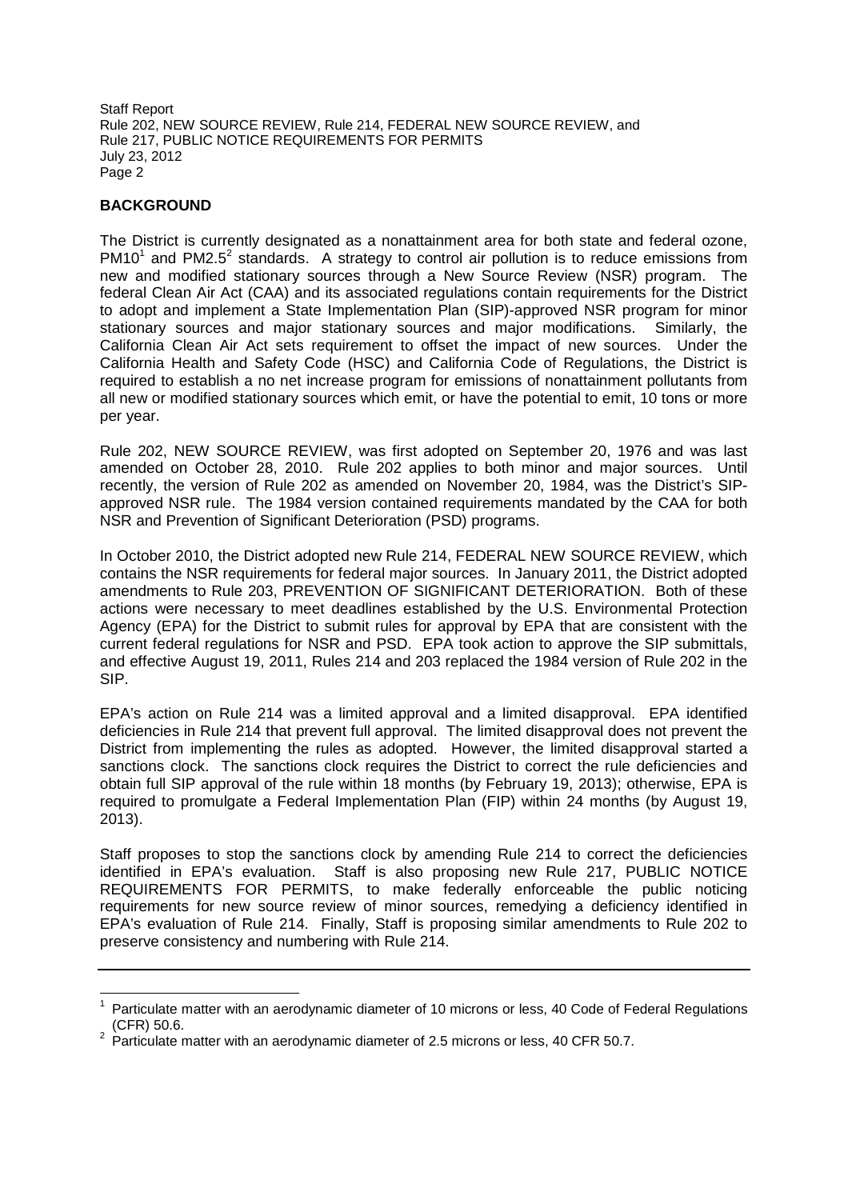## BACKGROUND

The District is currently designated as a nonattainment area for both state and federal ozone, PM10[1] and PM2.5[2] standards. A strategy to control air pollution is to reduce emissions from new and modified stationary sources through a New Source Review (NSR) program. The federal Clean Air Act (CAA) and its associated regulations contain requirements for the District to adopt and implement a State Implementation Plan (SIP)-approved NSR program for minor stationary sources and major stationary sources and major modifications. Similarly, the California Clean Air Act sets requirement to offset the impact of new sources. Under the California Health and Safety Code (HSC) and California Code of Regulations, the District is required to establish a no net increase program for emissions of nonattainment pollutants from all new or modified stationary sources which emit, or have the potential to emit, 10 tons or more per year.

Rule 202, NEW SOURCE REVIEW, was first adopted on September 20, 1976 and was last amended on October 28, 2010. Rule 202 applies to both minor and major sources. Until recently, the version of Rule 202 as amended on November 20, 1984, was the District's SIP-approved NSR rule. The 1984 version contained requirements mandated by the CAA for both NSR and Prevention of Significant Deterioration (PSD) programs.

In October 2010, the District adopted new Rule 214, FEDERAL NEW SOURCE REVIEW, which contains the NSR requirements for federal major sources. In January 2011, the District adopted amendments to Rule 203, PREVENTION OF SIGNIFICANT DETERIORATION. Both of these actions were necessary to meet deadlines established by the U.S. Environmental Protection Agency (EPA) for the District to submit rules for approval by EPA that are consistent with the current federal regulations for NSR and PSD. EPA took action to approve the SIP submittals, and effective August 19, 2011, Rules 214 and 203 replaced the 1984 version of Rule 202 in the SIP.

EPA's action on Rule 214 was a limited approval and a limited disapproval. EPA identified deficiencies in Rule 214 that prevent full approval. The limited disapproval does not prevent the District from implementing the rules as adopted. However, the limited disapproval started a sanctions clock. The sanctions clock requires the District to correct the rule deficiencies and obtain full SIP approval of the rule within 18 months (by February 19, 2013); otherwise, EPA is required to promulgate a Federal Implementation Plan (FIP) within 24 months (by August 19, 2013).

Staff proposes to stop the sanctions clock by amending Rule 214 to correct the deficiencies identified in EPA's evaluation. Staff is also proposing new Rule 217, PUBLIC NOTICE REQUIREMENTS FOR PERMITS, to make federally enforceable the public noticing requirements for new source review of minor sources, remedying a deficiency identified in EPA's evaluation of Rule 214. Finally, Staff is proposing similar amendments to Rule 202 to preserve consistency and numbering with Rule 214.

---

[1] Particulate matter with an aerodynamic diameter of 10 microns or less, 40 Code of Federal Regulations (CFR) 50.6.

[2] Particulate matter with an aerodynamic diameter of 2.5 microns or less, 40 CFR 50.7.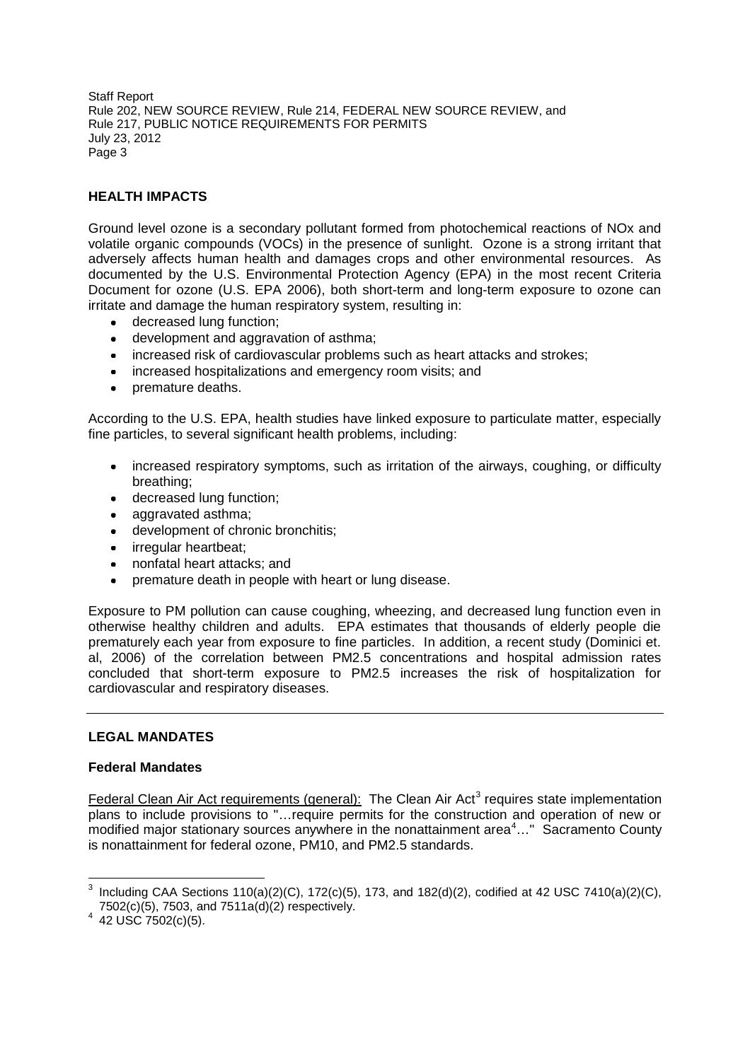## HEALTH IMPACTS

Ground level ozone is a secondary pollutant formed from photochemical reactions of NOx and volatile organic compounds (VOCs) in the presence of sunlight. Ozone is a strong irritant that adversely affects human health and damages crops and other environmental resources. As documented by the U.S. Environmental Protection Agency (EPA) in the most recent Criteria Document for ozone (U.S. EPA 2006), both short-term and long-term exposure to ozone can irritate and damage the human respiratory system, resulting in:

- decreased lung function;
- development and aggravation of asthma;
- increased risk of cardiovascular problems such as heart attacks and strokes;
- increased hospitalizations and emergency room visits; and
- premature deaths.

According to the U.S. EPA, health studies have linked exposure to particulate matter, especially fine particles, to several significant health problems, including:

- increased respiratory symptoms, such as irritation of the airways, coughing, or difficulty breathing;
- decreased lung function;
- aggravated asthma;
- development of chronic bronchitis;
- irregular heartbeat;
- nonfatal heart attacks; and
- premature death in people with heart or lung disease.

Exposure to PM pollution can cause coughing, wheezing, and decreased lung function even in otherwise healthy children and adults. EPA estimates that thousands of elderly people die prematurely each year from exposure to fine particles. In addition, a recent study (Dominici et. al, 2006) of the correlation between PM2.5 concentrations and hospital admission rates concluded that short-term exposure to PM2.5 increases the risk of hospitalization for cardiovascular and respiratory diseases.

---

## LEGAL MANDATES

### Federal Mandates

Federal Clean Air Act requirements (general): The Clean Air Act[3] requires state implementation plans to include provisions to "…require permits for the construction and operation of new or modified major stationary sources anywhere in the nonattainment area[4]…" Sacramento County is nonattainment for federal ozone, PM10, and PM2.5 standards.

---

[3] Including CAA Sections 110(a)(2)(C), 172(c)(5), 173, and 182(d)(2), codified at 42 USC 7410(a)(2)(C), 7502(c)(5), 7503, and 7511a(d)(2) respectively.

[4] 42 USC 7502(c)(5).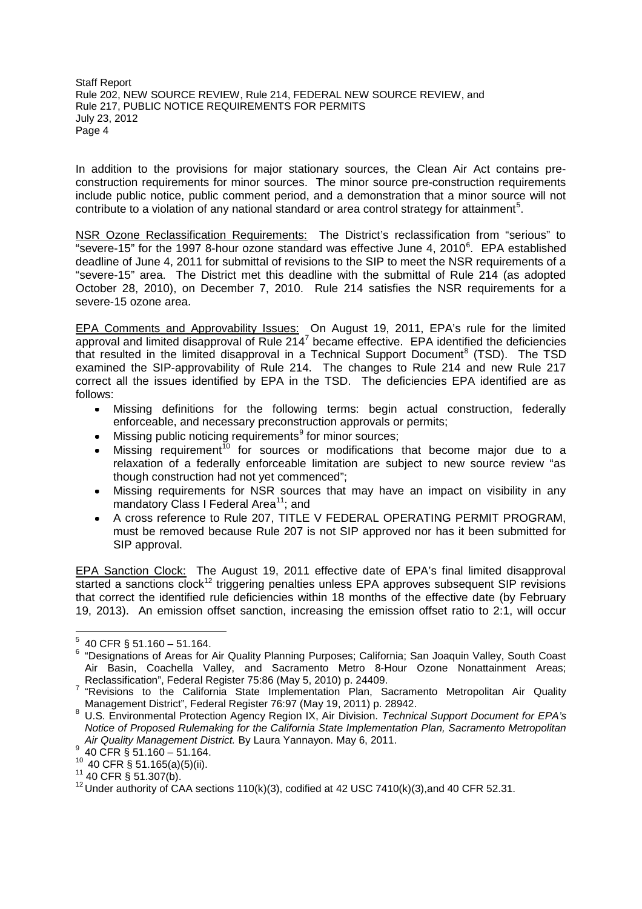In addition to the provisions for major stationary sources, the Clean Air Act contains pre-construction requirements for minor sources. The minor source pre-construction requirements include public notice, public comment period, and a demonstration that a minor source will not contribute to a violation of any national standard or area control strategy for attainment[5].

NSR Ozone Reclassification Requirements: The District's reclassification from "serious" to "severe-15" for the 1997 8-hour ozone standard was effective June 4, 2010[6]. EPA established deadline of June 4, 2011 for submittal of revisions to the SIP to meet the NSR requirements of a "severe-15" area. The District met this deadline with the submittal of Rule 214 (as adopted October 28, 2010), on December 7, 2010. Rule 214 satisfies the NSR requirements for a severe-15 ozone area.

EPA Comments and Approvability Issues: On August 19, 2011, EPA's rule for the limited approval and limited disapproval of Rule 214[7] became effective. EPA identified the deficiencies that resulted in the limited disapproval in a Technical Support Document[8] (TSD). The TSD examined the SIP-approvability of Rule 214. The changes to Rule 214 and new Rule 217 correct all the issues identified by EPA in the TSD. The deficiencies EPA identified are as follows:

- Missing definitions for the following terms: begin actual construction, federally enforceable, and necessary preconstruction approvals or permits;
- Missing public noticing requirements[9] for minor sources;
- Missing requirement[10] for sources or modifications that become major due to a relaxation of a federally enforceable limitation are subject to new source review "as though construction had not yet commenced";
- Missing requirements for NSR sources that may have an impact on visibility in any mandatory Class I Federal Area[11]; and
- A cross reference to Rule 207, TITLE V FEDERAL OPERATING PERMIT PROGRAM, must be removed because Rule 207 is not SIP approved nor has it been submitted for SIP approval.

EPA Sanction Clock: The August 19, 2011 effective date of EPA's final limited disapproval started a sanctions clock[12] triggering penalties unless EPA approves subsequent SIP revisions that correct the identified rule deficiencies within 18 months of the effective date (by February 19, 2013). An emission offset sanction, increasing the emission offset ratio to 2:1, will occur

---

[5] 40 CFR § 51.160 – 51.164.

[6] "Designations of Areas for Air Quality Planning Purposes; California; San Joaquin Valley, South Coast Air Basin, Coachella Valley, and Sacramento Metro 8-Hour Ozone Nonattainment Areas; Reclassification", Federal Register 75:86 (May 5, 2010) p. 24409.

[7] "Revisions to the California State Implementation Plan, Sacramento Metropolitan Air Quality Management District", Federal Register 76:97 (May 19, 2011) p. 28942.

[8] U.S. Environmental Protection Agency Region IX, Air Division. *Technical Support Document for EPA's Notice of Proposed Rulemaking for the California State Implementation Plan, Sacramento Metropolitan Air Quality Management District.* By Laura Yannayon. May 6, 2011.

[9] 40 CFR § 51.160 – 51.164.

[10] 40 CFR § 51.165(a)(5)(ii).

[11] 40 CFR § 51.307(b).

[12] Under authority of CAA sections 110(k)(3), codified at 42 USC 7410(k)(3),and 40 CFR 52.31.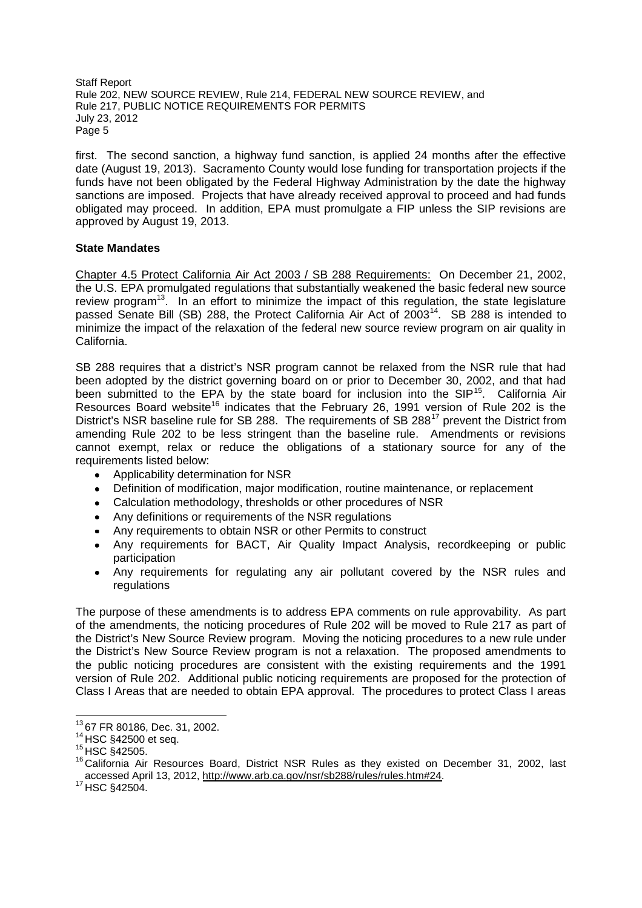first. The second sanction, a highway fund sanction, is applied 24 months after the effective date (August 19, 2013). Sacramento County would lose funding for transportation projects if the funds have not been obligated by the Federal Highway Administration by the date the highway sanctions are imposed. Projects that have already received approval to proceed and had funds obligated may proceed. In addition, EPA must promulgate a FIP unless the SIP revisions are approved by August 19, 2013.

**State Mandates**

Chapter 4.5 Protect California Air Act 2003 / SB 288 Requirements: On December 21, 2002, the U.S. EPA promulgated regulations that substantially weakened the basic federal new source review program[13]. In an effort to minimize the impact of this regulation, the state legislature passed Senate Bill (SB) 288, the Protect California Air Act of 2003[14]. SB 288 is intended to minimize the impact of the relaxation of the federal new source review program on air quality in California.

SB 288 requires that a district's NSR program cannot be relaxed from the NSR rule that had been adopted by the district governing board on or prior to December 30, 2002, and that had been submitted to the EPA by the state board for inclusion into the SIP[15]. California Air Resources Board website[16] indicates that the February 26, 1991 version of Rule 202 is the District's NSR baseline rule for SB 288. The requirements of SB 288[17] prevent the District from amending Rule 202 to be less stringent than the baseline rule. Amendments or revisions cannot exempt, relax or reduce the obligations of a stationary source for any of the requirements listed below:

- Applicability determination for NSR
- Definition of modification, major modification, routine maintenance, or replacement
- Calculation methodology, thresholds or other procedures of NSR
- Any definitions or requirements of the NSR regulations
- Any requirements to obtain NSR or other Permits to construct
- Any requirements for BACT, Air Quality Impact Analysis, recordkeeping or public participation
- Any requirements for regulating any air pollutant covered by the NSR rules and regulations

The purpose of these amendments is to address EPA comments on rule approvability. As part of the amendments, the noticing procedures of Rule 202 will be moved to Rule 217 as part of the District's New Source Review program. Moving the noticing procedures to a new rule under the District's New Source Review program is not a relaxation. The proposed amendments to the public noticing procedures are consistent with the existing requirements and the 1991 version of Rule 202. Additional public noticing requirements are proposed for the protection of Class I Areas that are needed to obtain EPA approval. The procedures to protect Class I areas

---

[13] 67 FR 80186, Dec. 31, 2002.

[14] HSC §42500 et seq.

[15] HSC §42505.

[16] California Air Resources Board, District NSR Rules as they existed on December 31, 2002, last accessed April 13, 2012, http://www.arb.ca.gov/nsr/sb288/rules/rules.htm#24.

[17] HSC §42504.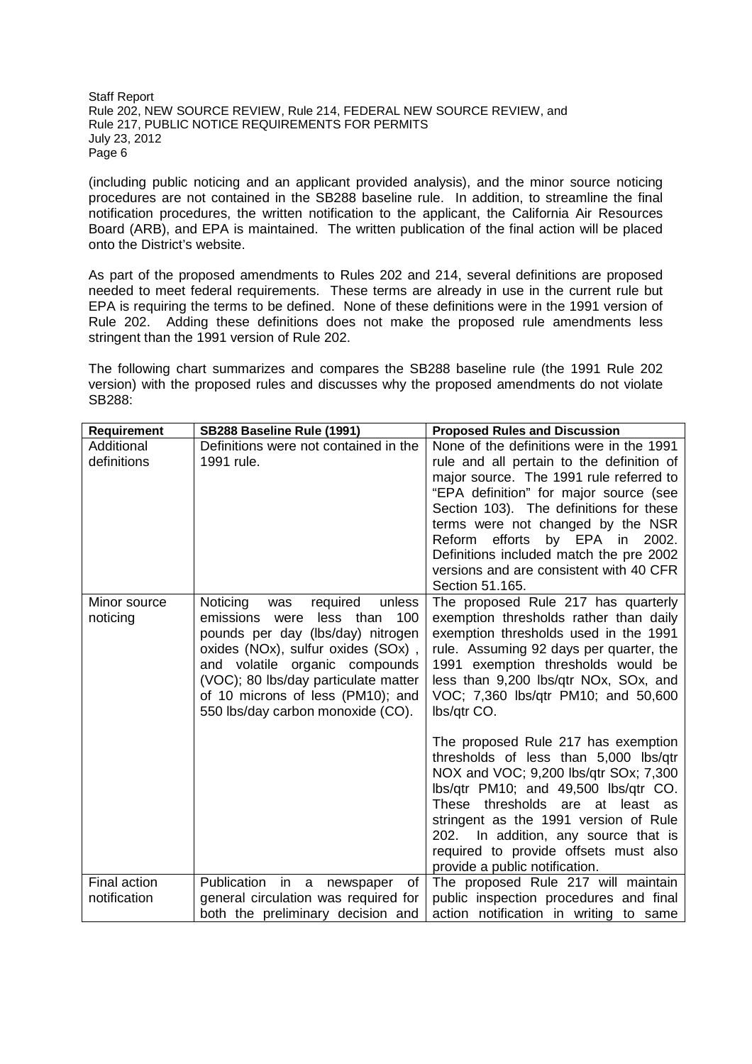(including public noticing and an applicant provided analysis), and the minor source noticing procedures are not contained in the SB288 baseline rule. In addition, to streamline the final notification procedures, the written notification to the applicant, the California Air Resources Board (ARB), and EPA is maintained. The written publication of the final action will be placed onto the District's website.

As part of the proposed amendments to Rules 202 and 214, several definitions are proposed needed to meet federal requirements. These terms are already in use in the current rule but EPA is requiring the terms to be defined. None of these definitions were in the 1991 version of Rule 202. Adding these definitions does not make the proposed rule amendments less stringent than the 1991 version of Rule 202.

The following chart summarizes and compares the SB288 baseline rule (the 1991 Rule 202 version) with the proposed rules and discusses why the proposed amendments do not violate SB288:

| Requirement | SB288 Baseline Rule (1991) | Proposed Rules and Discussion |
|---|---|---|
| Additional definitions | Definitions were not contained in the 1991 rule. | None of the definitions were in the 1991 rule and all pertain to the definition of major source. The 1991 rule referred to "EPA definition" for major source (see Section 103). The definitions for these terms were not changed by the NSR Reform efforts by EPA in 2002. Definitions included match the pre 2002 versions and are consistent with 40 CFR Section 51.165. |
| Minor source noticing | Noticing was required unless emissions were less than 100 pounds per day (lbs/day) nitrogen oxides (NOx), sulfur oxides (SOx), and volatile organic compounds (VOC); 80 lbs/day particulate matter of 10 microns of less (PM10); and 550 lbs/day carbon monoxide (CO). | The proposed Rule 217 has quarterly exemption thresholds rather than daily exemption thresholds used in the 1991 rule. Assuming 92 days per quarter, the 1991 exemption thresholds would be less than 9,200 lbs/qtr NOx, SOx, and VOC; 7,360 lbs/qtr PM10; and 50,600 lbs/qtr CO.<br><br>The proposed Rule 217 has exemption thresholds of less than 5,000 lbs/qtr NOX and VOC; 9,200 lbs/qtr SOx; 7,300 lbs/qtr PM10; and 49,500 lbs/qtr CO. These thresholds are at least as stringent as the 1991 version of Rule 202. In addition, any source that is required to provide offsets must also provide a public notification. |
| Final action notification | Publication in a newspaper of general circulation was required for both the preliminary decision and | The proposed Rule 217 will maintain public inspection procedures and final action notification in writing to same |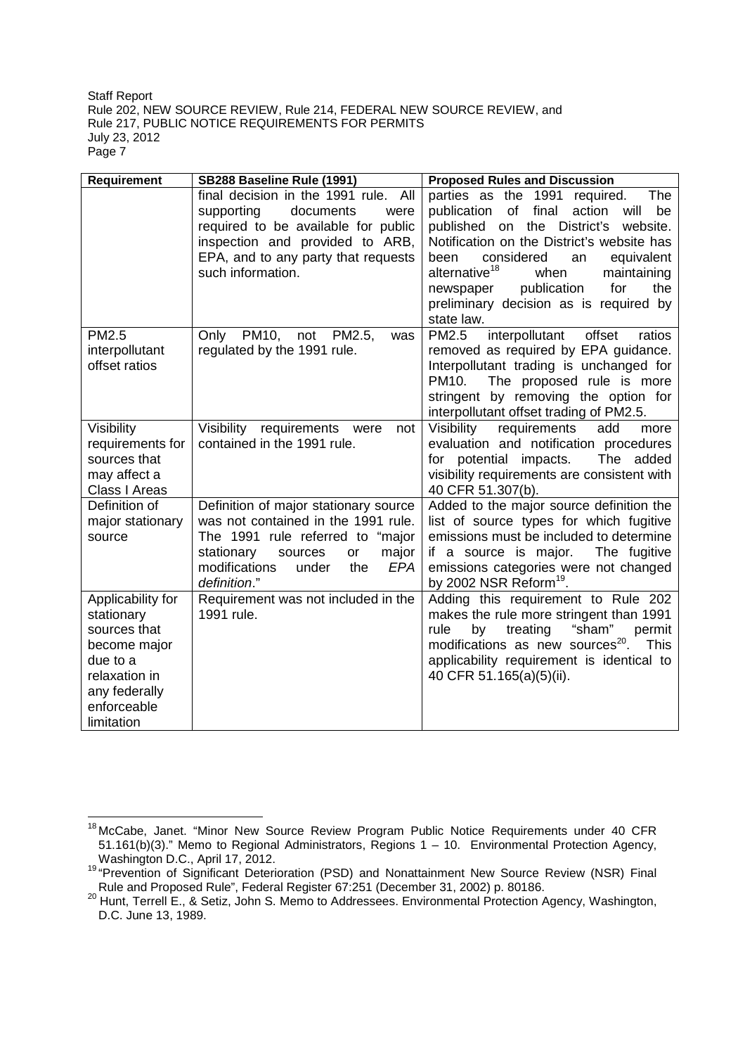| Requirement | SB288 Baseline Rule (1991) | Proposed Rules and Discussion |
|---|---|---|
| | final decision in the 1991 rule. All supporting documents were required to be available for public inspection and provided to ARB, EPA, and to any party that requests such information. | parties as the 1991 required. The publication of final action will be published on the District's website. Notification on the District's website has been considered an equivalent alternative[18] when maintaining newspaper publication for the preliminary decision as is required by state law. |
| PM2.5 interpollutant offset ratios | Only PM10, not PM2.5, was regulated by the 1991 rule. | PM2.5 interpollutant offset ratios removed as required by EPA guidance. Interpollutant trading is unchanged for PM10. The proposed rule is more stringent by removing the option for interpollutant offset trading of PM2.5. |
| Visibility requirements for sources that may affect a Class I Areas | Visibility requirements were not contained in the 1991 rule. | Visibility requirements add more evaluation and notification procedures for potential impacts. The added visibility requirements are consistent with 40 CFR 51.307(b). |
| Definition of major stationary source | Definition of major stationary source was not contained in the 1991 rule. The 1991 rule referred to "major stationary sources or major modifications under the *EPA definition*." | Added to the major source definition the list of source types for which fugitive emissions must be included to determine if a source is major. The fugitive emissions categories were not changed by 2002 NSR Reform[19]. |
| Applicability for stationary sources that become major due to a relaxation in any federally enforceable limitation | Requirement was not included in the 1991 rule. | Adding this requirement to Rule 202 makes the rule more stringent than 1991 rule by treating "sham" permit modifications as new sources[20]. This applicability requirement is identical to 40 CFR 51.165(a)(5)(ii). |

[18] McCabe, Janet. "Minor New Source Review Program Public Notice Requirements under 40 CFR 51.161(b)(3)." Memo to Regional Administrators, Regions 1 – 10. Environmental Protection Agency, Washington D.C., April 17, 2012.

[19] "Prevention of Significant Deterioration (PSD) and Nonattainment New Source Review (NSR) Final Rule and Proposed Rule", Federal Register 67:251 (December 31, 2002) p. 80186.

[20] Hunt, Terrell E., & Setiz, John S. Memo to Addressees. Environmental Protection Agency, Washington, D.C. June 13, 1989.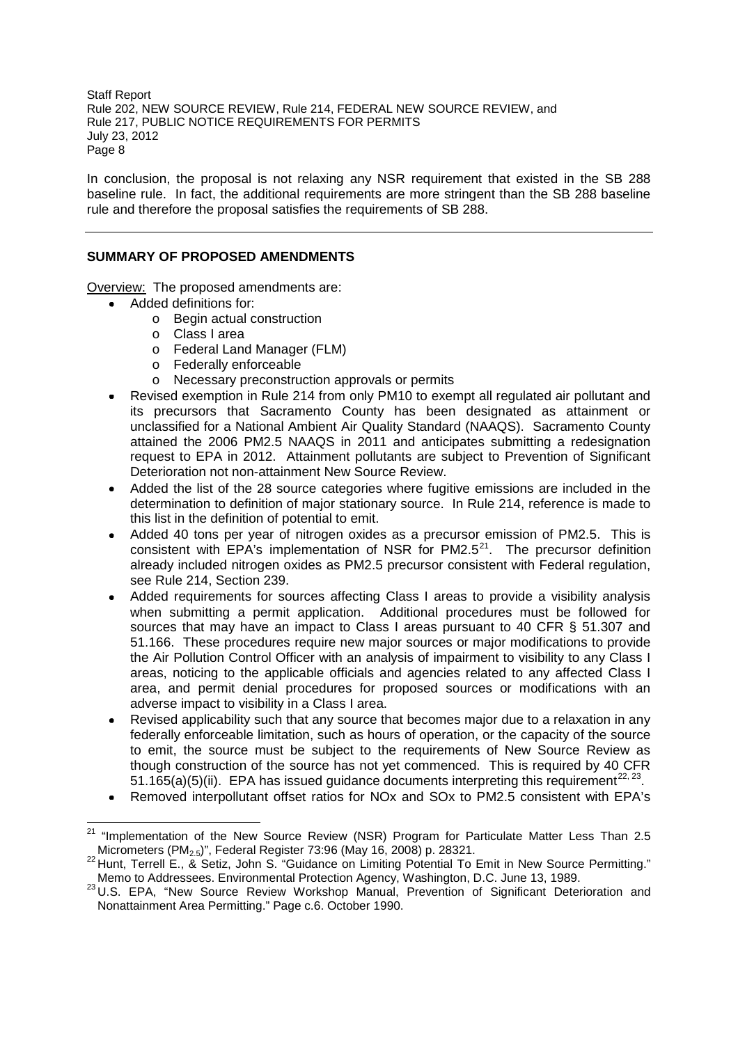In conclusion, the proposal is not relaxing any NSR requirement that existed in the SB 288 baseline rule. In fact, the additional requirements are more stringent than the SB 288 baseline rule and therefore the proposal satisfies the requirements of SB 288.

---

## SUMMARY OF PROPOSED AMENDMENTS

Overview: The proposed amendments are:

- Added definitions for:
  - Begin actual construction
  - Class I area
  - Federal Land Manager (FLM)
  - Federally enforceable
  - Necessary preconstruction approvals or permits
- Revised exemption in Rule 214 from only PM10 to exempt all regulated air pollutant and its precursors that Sacramento County has been designated as attainment or unclassified for a National Ambient Air Quality Standard (NAAQS). Sacramento County attained the 2006 PM2.5 NAAQS in 2011 and anticipates submitting a redesignation request to EPA in 2012. Attainment pollutants are subject to Prevention of Significant Deterioration not non-attainment New Source Review.
- Added the list of the 28 source categories where fugitive emissions are included in the determination to definition of major stationary source. In Rule 214, reference is made to this list in the definition of potential to emit.
- Added 40 tons per year of nitrogen oxides as a precursor emission of PM2.5. This is consistent with EPA's implementation of NSR for PM2.5[21]. The precursor definition already included nitrogen oxides as PM2.5 precursor consistent with Federal regulation, see Rule 214, Section 239.
- Added requirements for sources affecting Class I areas to provide a visibility analysis when submitting a permit application. Additional procedures must be followed for sources that may have an impact to Class I areas pursuant to 40 CFR § 51.307 and 51.166. These procedures require new major sources or major modifications to provide the Air Pollution Control Officer with an analysis of impairment to visibility to any Class I areas, noticing to the applicable officials and agencies related to any affected Class I area, and permit denial procedures for proposed sources or modifications with an adverse impact to visibility in a Class I area.
- Revised applicability such that any source that becomes major due to a relaxation in any federally enforceable limitation, such as hours of operation, or the capacity of the source to emit, the source must be subject to the requirements of New Source Review as though construction of the source has not yet commenced. This is required by 40 CFR 51.165(a)(5)(ii). EPA has issued guidance documents interpreting this requirement[22, 23].
- Removed interpollutant offset ratios for NOx and SOx to PM2.5 consistent with EPA's

---

[21] "Implementation of the New Source Review (NSR) Program for Particulate Matter Less Than 2.5 Micrometers ($PM_{2.5}$)", Federal Register 73:96 (May 16, 2008) p. 28321.

[22] Hunt, Terrell E., & Setiz, John S. "Guidance on Limiting Potential To Emit in New Source Permitting." Memo to Addressees. Environmental Protection Agency, Washington, D.C. June 13, 1989.

[23] U.S. EPA, "New Source Review Workshop Manual, Prevention of Significant Deterioration and Nonattainment Area Permitting." Page c.6. October 1990.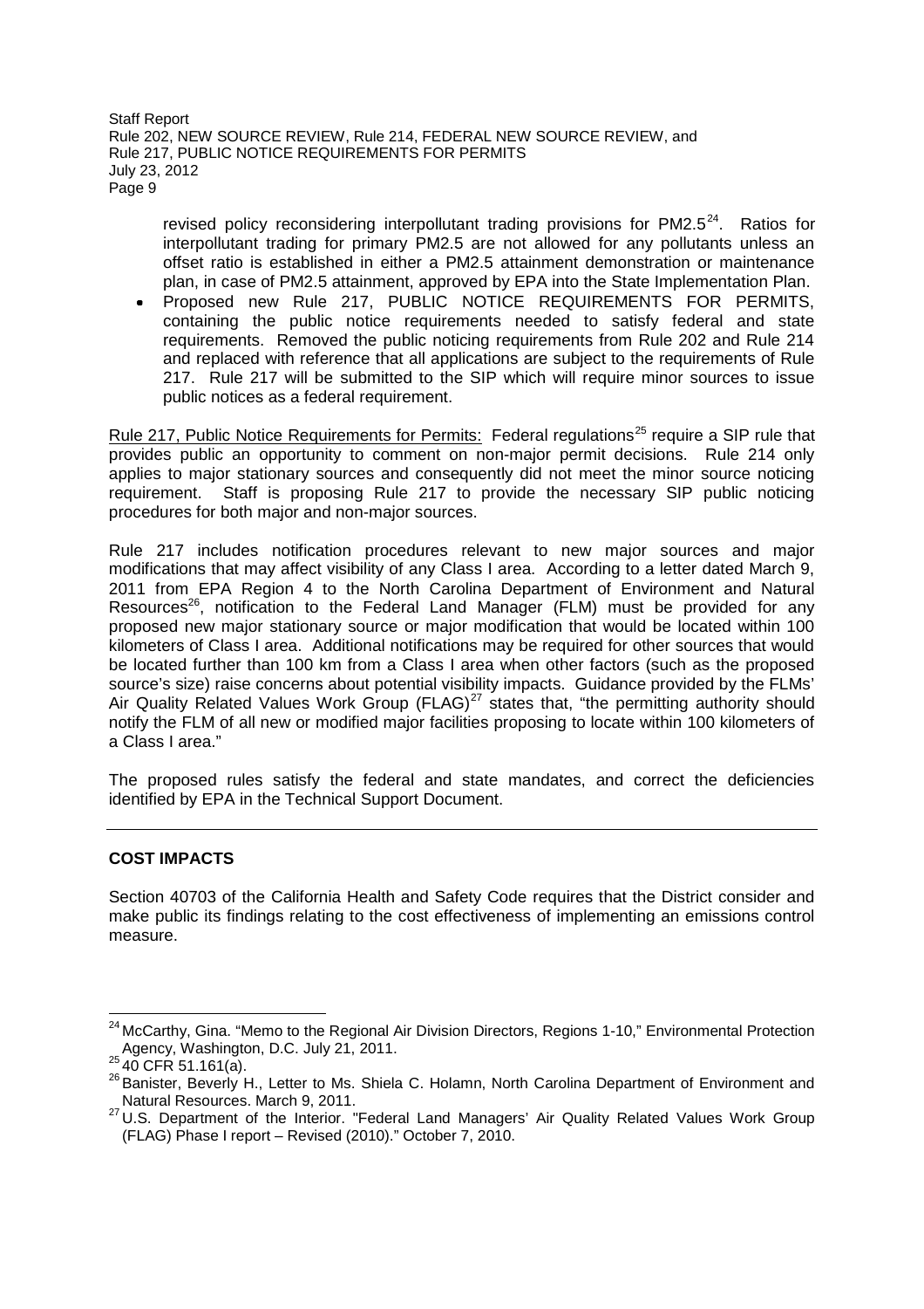revised policy reconsidering interpollutant trading provisions for PM2.5[24]. Ratios for interpollutant trading for primary PM2.5 are not allowed for any pollutants unless an offset ratio is established in either a PM2.5 attainment demonstration or maintenance plan, in case of PM2.5 attainment, approved by EPA into the State Implementation Plan.

- Proposed new Rule 217, PUBLIC NOTICE REQUIREMENTS FOR PERMITS, containing the public notice requirements needed to satisfy federal and state requirements. Removed the public noticing requirements from Rule 202 and Rule 214 and replaced with reference that all applications are subject to the requirements of Rule 217. Rule 217 will be submitted to the SIP which will require minor sources to issue public notices as a federal requirement.

Rule 217, Public Notice Requirements for Permits: Federal regulations[25] require a SIP rule that provides public an opportunity to comment on non-major permit decisions. Rule 214 only applies to major stationary sources and consequently did not meet the minor source noticing requirement. Staff is proposing Rule 217 to provide the necessary SIP public noticing procedures for both major and non-major sources.

Rule 217 includes notification procedures relevant to new major sources and major modifications that may affect visibility of any Class I area. According to a letter dated March 9, 2011 from EPA Region 4 to the North Carolina Department of Environment and Natural Resources[26], notification to the Federal Land Manager (FLM) must be provided for any proposed new major stationary source or major modification that would be located within 100 kilometers of Class I area. Additional notifications may be required for other sources that would be located further than 100 km from a Class I area when other factors (such as the proposed source's size) raise concerns about potential visibility impacts. Guidance provided by the FLMs' Air Quality Related Values Work Group (FLAG)[27] states that, "the permitting authority should notify the FLM of all new or modified major facilities proposing to locate within 100 kilometers of a Class I area."

The proposed rules satisfy the federal and state mandates, and correct the deficiencies identified by EPA in the Technical Support Document.

---

**COST IMPACTS**

Section 40703 of the California Health and Safety Code requires that the District consider and make public its findings relating to the cost effectiveness of implementing an emissions control measure.

---

[24] McCarthy, Gina. "Memo to the Regional Air Division Directors, Regions 1-10," Environmental Protection Agency, Washington, D.C. July 21, 2011.

[25] 40 CFR 51.161(a).

[26] Banister, Beverly H., Letter to Ms. Shiela C. Holamn, North Carolina Department of Environment and Natural Resources. March 9, 2011.

[27] U.S. Department of the Interior. "Federal Land Managers' Air Quality Related Values Work Group (FLAG) Phase I report – Revised (2010)." October 7, 2010.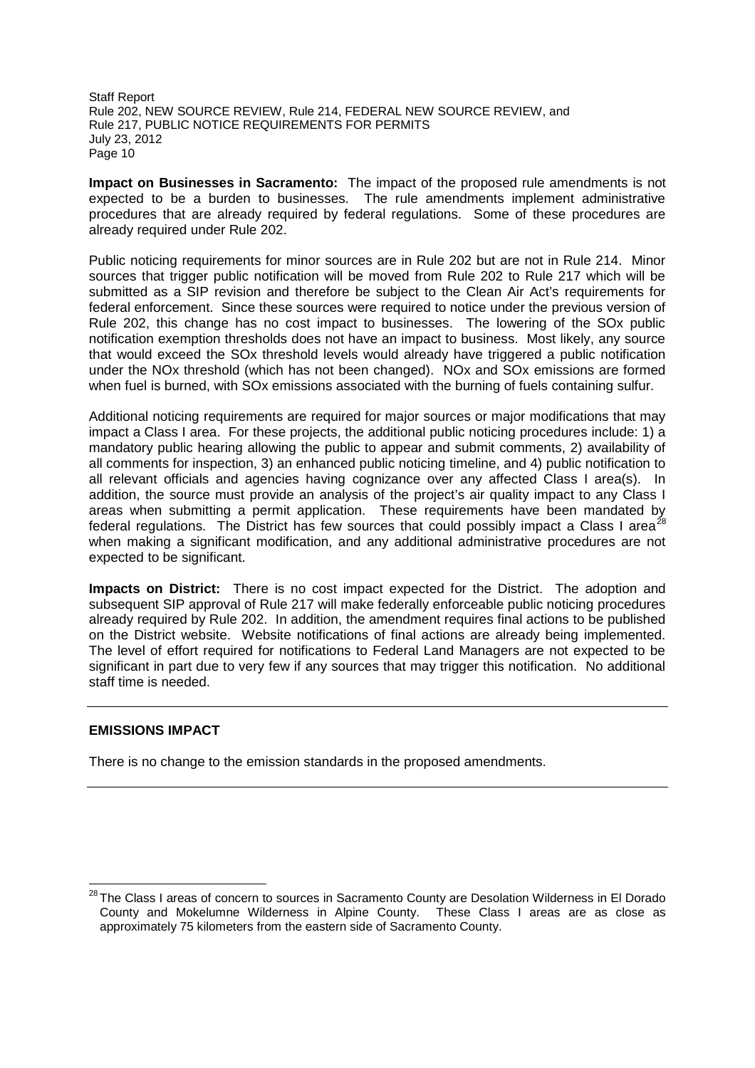**Impact on Businesses in Sacramento:** The impact of the proposed rule amendments is not expected to be a burden to businesses. The rule amendments implement administrative procedures that are already required by federal regulations. Some of these procedures are already required under Rule 202.

Public noticing requirements for minor sources are in Rule 202 but are not in Rule 214. Minor sources that trigger public notification will be moved from Rule 202 to Rule 217 which will be submitted as a SIP revision and therefore be subject to the Clean Air Act's requirements for federal enforcement. Since these sources were required to notice under the previous version of Rule 202, this change has no cost impact to businesses. The lowering of the SOx public notification exemption thresholds does not have an impact to business. Most likely, any source that would exceed the SOx threshold levels would already have triggered a public notification under the NOx threshold (which has not been changed). NOx and SOx emissions are formed when fuel is burned, with SOx emissions associated with the burning of fuels containing sulfur.

Additional noticing requirements are required for major sources or major modifications that may impact a Class I area. For these projects, the additional public noticing procedures include: 1) a mandatory public hearing allowing the public to appear and submit comments, 2) availability of all comments for inspection, 3) an enhanced public noticing timeline, and 4) public notification to all relevant officials and agencies having cognizance over any affected Class I area(s). In addition, the source must provide an analysis of the project's air quality impact to any Class I areas when submitting a permit application. These requirements have been mandated by federal regulations. The District has few sources that could possibly impact a Class I area[28] when making a significant modification, and any additional administrative procedures are not expected to be significant.

**Impacts on District:** There is no cost impact expected for the District. The adoption and subsequent SIP approval of Rule 217 will make federally enforceable public noticing procedures already required by Rule 202. In addition, the amendment requires final actions to be published on the District website. Website notifications of final actions are already being implemented. The level of effort required for notifications to Federal Land Managers are not expected to be significant in part due to very few if any sources that may trigger this notification. No additional staff time is needed.

---

## EMISSIONS IMPACT

There is no change to the emission standards in the proposed amendments.

---

[28] The Class I areas of concern to sources in Sacramento County are Desolation Wilderness in El Dorado County and Mokelumne Wilderness in Alpine County. These Class I areas are as close as approximately 75 kilometers from the eastern side of Sacramento County.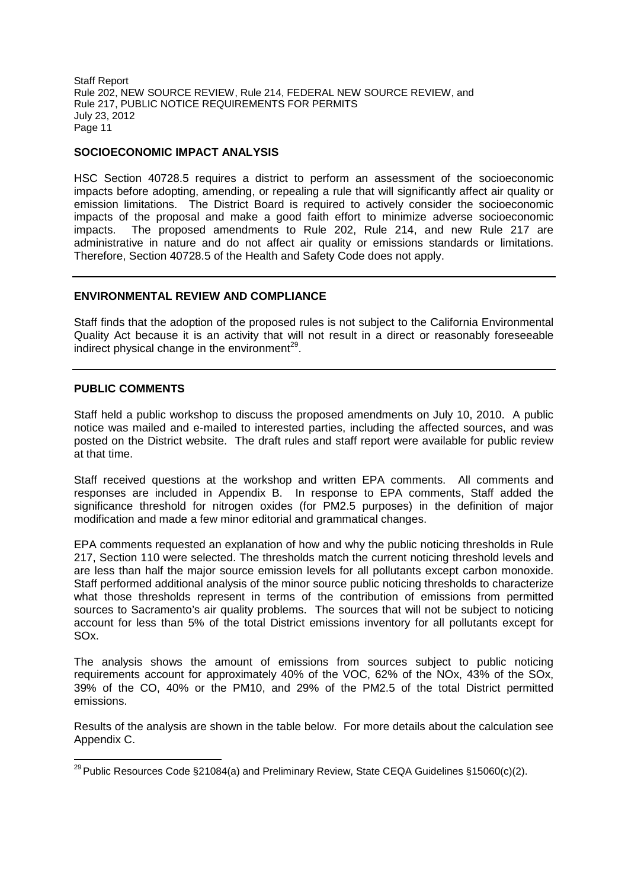## SOCIOECONOMIC IMPACT ANALYSIS

HSC Section 40728.5 requires a district to perform an assessment of the socioeconomic impacts before adopting, amending, or repealing a rule that will significantly affect air quality or emission limitations. The District Board is required to actively consider the socioeconomic impacts of the proposal and make a good faith effort to minimize adverse socioeconomic impacts. The proposed amendments to Rule 202, Rule 214, and new Rule 217 are administrative in nature and do not affect air quality or emissions standards or limitations. Therefore, Section 40728.5 of the Health and Safety Code does not apply.

## ENVIRONMENTAL REVIEW AND COMPLIANCE

Staff finds that the adoption of the proposed rules is not subject to the California Environmental Quality Act because it is an activity that will not result in a direct or reasonably foreseeable indirect physical change in the environment[29].

## PUBLIC COMMENTS

Staff held a public workshop to discuss the proposed amendments on July 10, 2010. A public notice was mailed and e-mailed to interested parties, including the affected sources, and was posted on the District website. The draft rules and staff report were available for public review at that time.

Staff received questions at the workshop and written EPA comments. All comments and responses are included in Appendix B. In response to EPA comments, Staff added the significance threshold for nitrogen oxides (for PM2.5 purposes) in the definition of major modification and made a few minor editorial and grammatical changes.

EPA comments requested an explanation of how and why the public noticing thresholds in Rule 217, Section 110 were selected. The thresholds match the current noticing threshold levels and are less than half the major source emission levels for all pollutants except carbon monoxide. Staff performed additional analysis of the minor source public noticing thresholds to characterize what those thresholds represent in terms of the contribution of emissions from permitted sources to Sacramento's air quality problems. The sources that will not be subject to noticing account for less than 5% of the total District emissions inventory for all pollutants except for SOx.

The analysis shows the amount of emissions from sources subject to public noticing requirements account for approximately 40% of the VOC, 62% of the NOx, 43% of the SOx, 39% of the CO, 40% or the PM10, and 29% of the PM2.5 of the total District permitted emissions.

Results of the analysis are shown in the table below. For more details about the calculation see Appendix C.

[29] Public Resources Code §21084(a) and Preliminary Review, State CEQA Guidelines §15060(c)(2).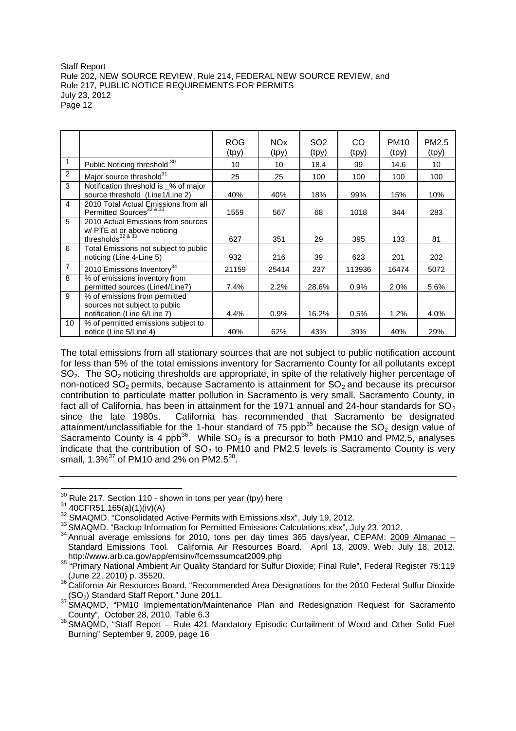| | | ROG (tpy) | NOx (tpy) | SO2 (tpy) | CO (tpy) | PM10 (tpy) | PM2.5 (tpy) |
|---|---|---|---|---|---|---|---|
| 1 | Public Noticing threshold [30] | 10 | 10 | 18.4 | 99 | 14.6 | 10 |
| 2 | Major source threshold[31] | 25 | 25 | 100 | 100 | 100 | 100 |
| 3 | Notification threshold is _% of major source threshold (Line1/Line 2) | 40% | 40% | 18% | 99% | 15% | 10% |
| 4 | 2010 Total Actual Emissions from all Permitted Sources[32 & 33] | 1559 | 567 | 68 | 1018 | 344 | 283 |
| 5 | 2010 Actual Emissions from sources w/ PTE at or above noticing thresholds[32 & 33] | 627 | 351 | 29 | 395 | 133 | 81 |
| 6 | Total Emissions not subject to public noticing (Line 4-Line 5) | 932 | 216 | 39 | 623 | 201 | 202 |
| 7 | 2010 Emissions Inventory[34] | 21159 | 25414 | 237 | 113936 | 16474 | 5072 |
| 8 | % of emissions inventory from permitted sources (Line4/Line7) | 7.4% | 2.2% | 28.6% | 0.9% | 2.0% | 5.6% |
| 9 | % of emissions from permitted sources not subject to public notification (Line 6/Line 7) | 4.4% | 0.9% | 16.2% | 0.5% | 1.2% | 4.0% |
| 10 | % of permitted emissions subject to notice (Line 5/Line 4) | 40% | 62% | 43% | 39% | 40% | 29% |

The total emissions from all stationary sources that are not subject to public notification account for less than 5% of the total emissions inventory for Sacramento County for all pollutants except $SO_2$. The $SO_2$ noticing thresholds are appropriate, in spite of the relatively higher percentage of non-noticed $SO_2$ permits, because Sacramento is attainment for $SO_2$ and because its precursor contribution to particulate matter pollution in Sacramento is very small. Sacramento County, in fact all of California, has been in attainment for the 1971 annual and 24-hour standards for $SO_2$ since the late 1980s. California has recommended that Sacramento be designated attainment/unclassifiable for the 1-hour standard of 75 ppb[35] because the $SO_2$ design value of Sacramento County is 4 ppb[36]. While $SO_2$ is a precursor to both PM10 and PM2.5, analyses indicate that the contribution of $SO_2$ to PM10 and PM2.5 levels is Sacramento County is very small, 1.3%[37] of PM10 and 2% on PM2.5[38].

---

[30] Rule 217, Section 110 - shown in tons per year (tpy) here

[31] 40CFR51.165(a)(1)(iv)(A)

[32] SMAQMD. "Consolidated Active Permits with Emissions.xlsx", July 19, 2012.

[33] SMAQMD. "Backup Information for Permitted Emissions Calculations.xlsx", July 23, 2012.

[34] Annual average emissions for 2010, tons per day times 365 days/year, CEPAM: 2009 Almanac – Standard Emissions Tool. California Air Resources Board. April 13, 2009. Web. July 18, 2012. http://www.arb.ca.gov/app/emsinv/fcemssumcat2009.php

[35] "Primary National Ambient Air Quality Standard for Sulfur Dioxide; Final Rule", Federal Register 75:119 (June 22, 2010) p. 35520.

[36] California Air Resources Board. "Recommended Area Designations for the 2010 Federal Sulfur Dioxide ($SO_2$) Standard Staff Report." June 2011.

[37] SMAQMD, "PM10 Implementation/Maintenance Plan and Redesignation Request for Sacramento County", October 28, 2010, Table 6.3

[38] SMAQMD, "Staff Report – Rule 421 Mandatory Episodic Curtailment of Wood and Other Solid Fuel Burning" September 9, 2009, page 16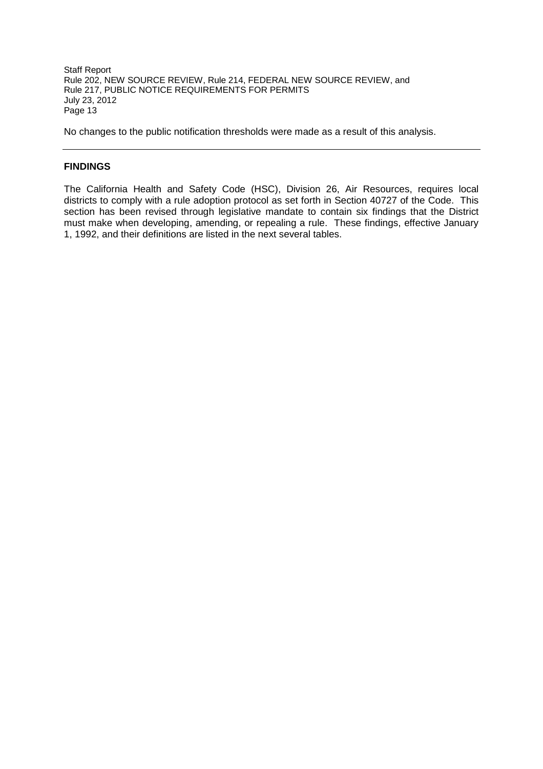No changes to the public notification thresholds were made as a result of this analysis.

---

## FINDINGS

The California Health and Safety Code (HSC), Division 26, Air Resources, requires local districts to comply with a rule adoption protocol as set forth in Section 40727 of the Code. This section has been revised through legislative mandate to contain six findings that the District must make when developing, amending, or repealing a rule. These findings, effective January 1, 1992, and their definitions are listed in the next several tables.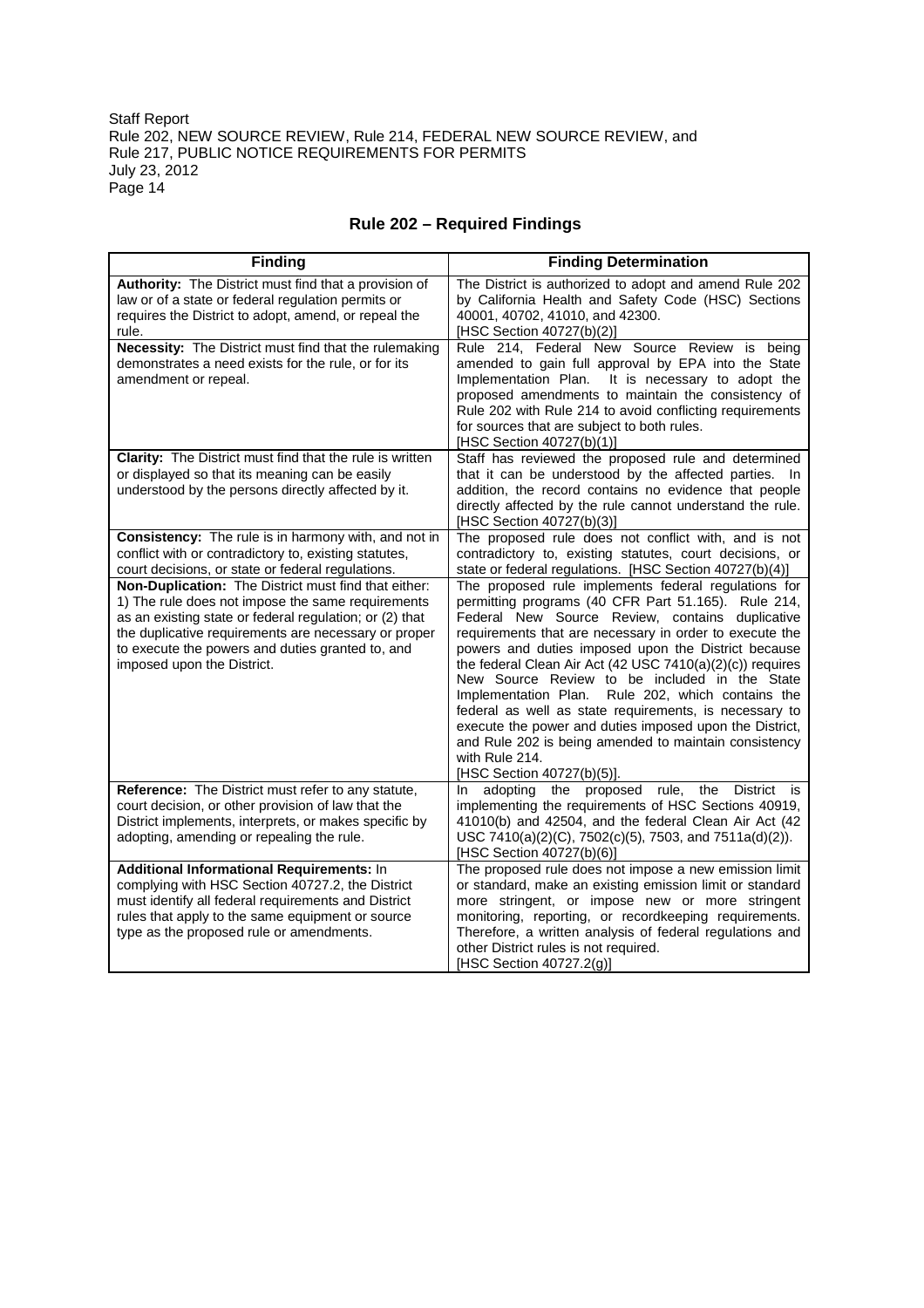## Rule 202 – Required Findings

| Finding | Finding Determination |
|---|---|
| **Authority:** The District must find that a provision of law or of a state or federal regulation permits or requires the District to adopt, amend, or repeal the rule. | The District is authorized to adopt and amend Rule 202 by California Health and Safety Code (HSC) Sections 40001, 40702, 41010, and 42300. [HSC Section 40727(b)(2)] |
| **Necessity:** The District must find that the rulemaking demonstrates a need exists for the rule, or for its amendment or repeal. | Rule 214, Federal New Source Review is being amended to gain full approval by EPA into the State Implementation Plan. It is necessary to adopt the proposed amendments to maintain the consistency of Rule 202 with Rule 214 to avoid conflicting requirements for sources that are subject to both rules. [HSC Section 40727(b)(1)] |
| **Clarity:** The District must find that the rule is written or displayed so that its meaning can be easily understood by the persons directly affected by it. | Staff has reviewed the proposed rule and determined that it can be understood by the affected parties. In addition, the record contains no evidence that people directly affected by the rule cannot understand the rule. [HSC Section 40727(b)(3)] |
| **Consistency:** The rule is in harmony with, and not in conflict with or contradictory to, existing statutes, court decisions, or state or federal regulations. | The proposed rule does not conflict with, and is not contradictory to, existing statutes, court decisions, or state or federal regulations. [HSC Section 40727(b)(4)] |
| **Non-Duplication:** The District must find that either: 1) The rule does not impose the same requirements as an existing state or federal regulation; or (2) that the duplicative requirements are necessary or proper to execute the powers and duties granted to, and imposed upon the District. | The proposed rule implements federal regulations for permitting programs (40 CFR Part 51.165). Rule 214, Federal New Source Review, contains duplicative requirements that are necessary in order to execute the powers and duties imposed upon the District because the federal Clean Air Act (42 USC 7410(a)(2)(c)) requires New Source Review to be included in the State Implementation Plan. Rule 202, which contains the federal as well as state requirements, is necessary to execute the power and duties imposed upon the District, and Rule 202 is being amended to maintain consistency with Rule 214. [HSC Section 40727(b)(5)]. |
| **Reference:** The District must refer to any statute, court decision, or other provision of law that the District implements, interprets, or makes specific by adopting, amending or repealing the rule. | In adopting the proposed rule, the District is implementing the requirements of HSC Sections 40919, 41010(b) and 42504, and the federal Clean Air Act (42 USC 7410(a)(2)(C), 7502(c)(5), 7503, and 7511a(d)(2)). [HSC Section 40727(b)(6)] |
| **Additional Informational Requirements:** In complying with HSC Section 40727.2, the District must identify all federal requirements and District rules that apply to the same equipment or source type as the proposed rule or amendments. | The proposed rule does not impose a new emission limit or standard, make an existing emission limit or standard more stringent, or impose new or more stringent monitoring, reporting, or recordkeeping requirements. Therefore, a written analysis of federal regulations and other District rules is not required. [HSC Section 40727.2(g)] |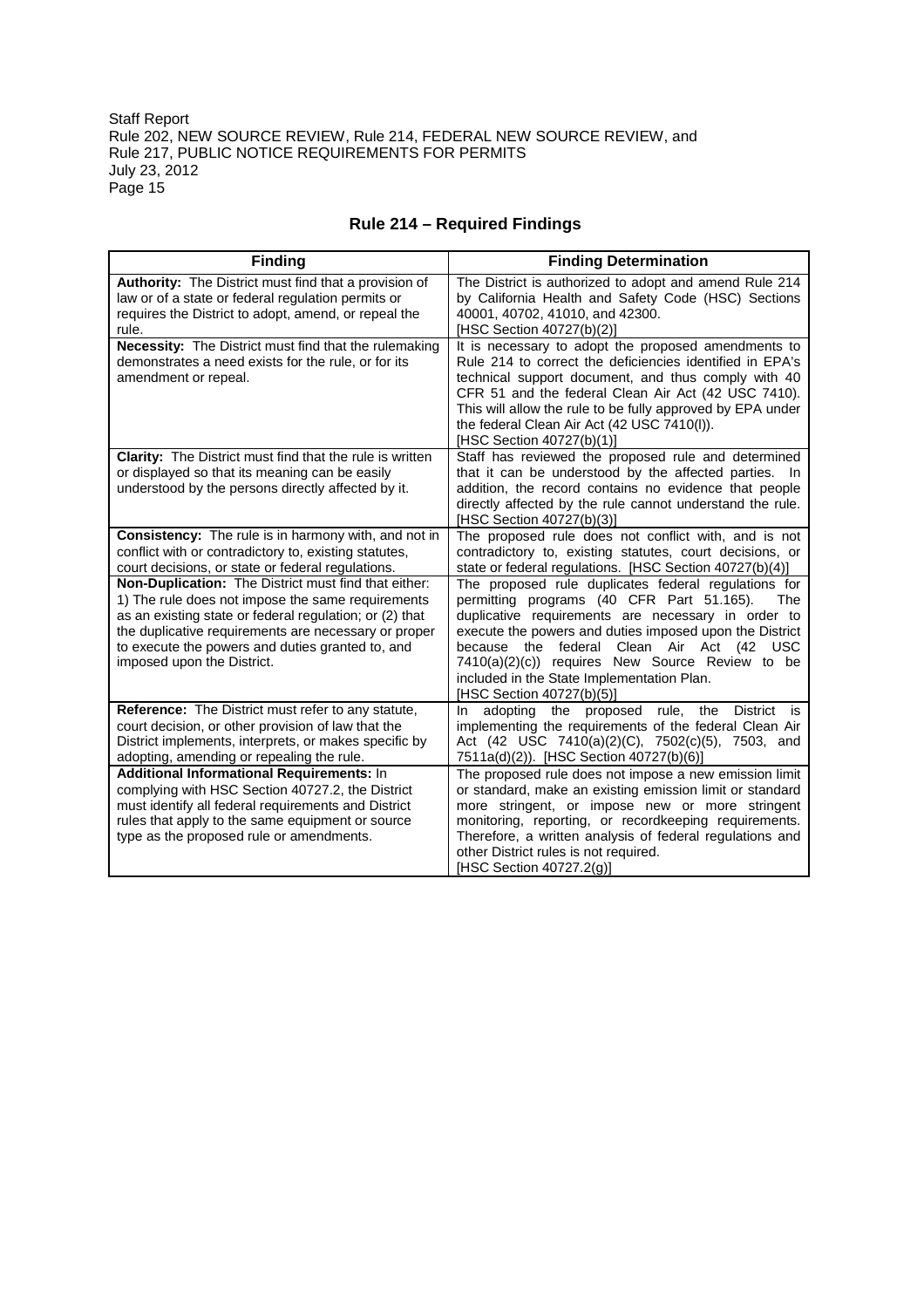## Rule 214 – Required Findings

| Finding | Finding Determination |
|---|---|
| **Authority:** The District must find that a provision of law or of a state or federal regulation permits or requires the District to adopt, amend, or repeal the rule. | The District is authorized to adopt and amend Rule 214 by California Health and Safety Code (HSC) Sections 40001, 40702, 41010, and 42300. [HSC Section 40727(b)(2)] |
| **Necessity:** The District must find that the rulemaking demonstrates a need exists for the rule, or for its amendment or repeal. | It is necessary to adopt the proposed amendments to Rule 214 to correct the deficiencies identified in EPA's technical support document, and thus comply with 40 CFR 51 and the federal Clean Air Act (42 USC 7410). This will allow the rule to be fully approved by EPA under the federal Clean Air Act (42 USC 7410(l)). [HSC Section 40727(b)(1)] |
| **Clarity:** The District must find that the rule is written or displayed so that its meaning can be easily understood by the persons directly affected by it. | Staff has reviewed the proposed rule and determined that it can be understood by the affected parties. In addition, the record contains no evidence that people directly affected by the rule cannot understand the rule. [HSC Section 40727(b)(3)] |
| **Consistency:** The rule is in harmony with, and not in conflict with or contradictory to, existing statutes, court decisions, or state or federal regulations. | The proposed rule does not conflict with, and is not contradictory to, existing statutes, court decisions, or state or federal regulations. [HSC Section 40727(b)(4)] |
| **Non-Duplication:** The District must find that either: 1) The rule does not impose the same requirements as an existing state or federal regulation; or (2) that the duplicative requirements are necessary or proper to execute the powers and duties granted to, and imposed upon the District. | The proposed rule duplicates federal regulations for permitting programs (40 CFR Part 51.165). The duplicative requirements are necessary in order to execute the powers and duties imposed upon the District because the federal Clean Air Act (42 USC 7410(a)(2)(c)) requires New Source Review to be included in the State Implementation Plan. [HSC Section 40727(b)(5)] |
| **Reference:** The District must refer to any statute, court decision, or other provision of law that the District implements, interprets, or makes specific by adopting, amending or repealing the rule. | In adopting the proposed rule, the District is implementing the requirements of the federal Clean Air Act (42 USC 7410(a)(2)(C), 7502(c)(5), 7503, and 7511a(d)(2)). [HSC Section 40727(b)(6)] |
| **Additional Informational Requirements:** In complying with HSC Section 40727.2, the District must identify all federal requirements and District rules that apply to the same equipment or source type as the proposed rule or amendments. | The proposed rule does not impose a new emission limit or standard, make an existing emission limit or standard more stringent, or impose new or more stringent monitoring, reporting, or recordkeeping requirements. Therefore, a written analysis of federal regulations and other District rules is not required. [HSC Section 40727.2(g)] |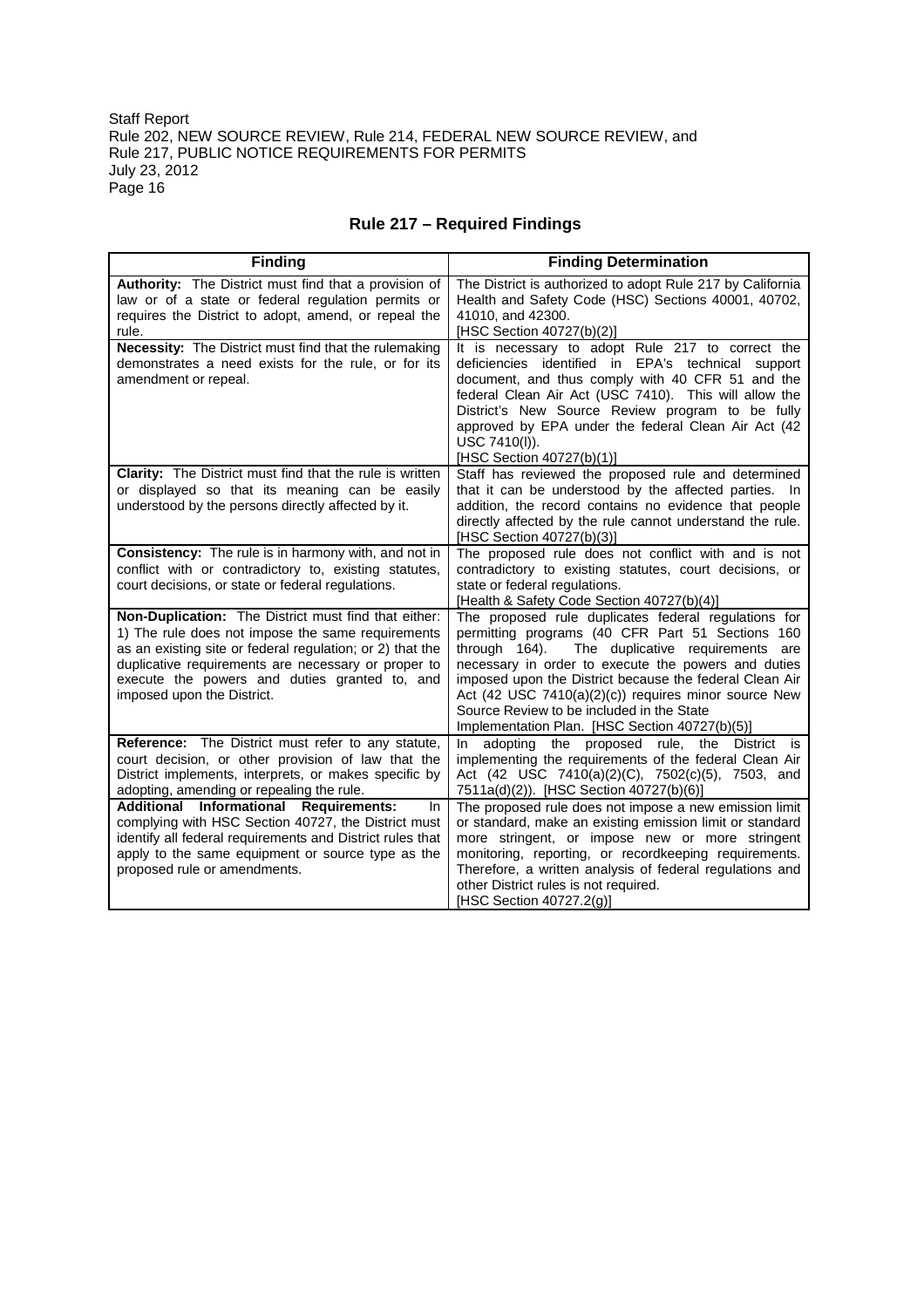## Rule 217 – Required Findings

| Finding | Finding Determination |
|---|---|
| **Authority:** The District must find that a provision of law or of a state or federal regulation permits or requires the District to adopt, amend, or repeal the rule. | The District is authorized to adopt Rule 217 by California Health and Safety Code (HSC) Sections 40001, 40702, 41010, and 42300. [HSC Section 40727(b)(2)] |
| **Necessity:** The District must find that the rulemaking demonstrates a need exists for the rule, or for its amendment or repeal. | It is necessary to adopt Rule 217 to correct the deficiencies identified in EPA's technical support document, and thus comply with 40 CFR 51 and the federal Clean Air Act (USC 7410). This will allow the District's New Source Review program to be fully approved by EPA under the federal Clean Air Act (42 USC 7410(l)). [HSC Section 40727(b)(1)] |
| **Clarity:** The District must find that the rule is written or displayed so that its meaning can be easily understood by the persons directly affected by it. | Staff has reviewed the proposed rule and determined that it can be understood by the affected parties. In addition, the record contains no evidence that people directly affected by the rule cannot understand the rule. [HSC Section 40727(b)(3)] |
| **Consistency:** The rule is in harmony with, and not in conflict with or contradictory to, existing statutes, court decisions, or state or federal regulations. | The proposed rule does not conflict with and is not contradictory to existing statutes, court decisions, or state or federal regulations. [Health & Safety Code Section 40727(b)(4)] |
| **Non-Duplication:** The District must find that either: 1) The rule does not impose the same requirements as an existing site or federal regulation; or 2) that the duplicative requirements are necessary or proper to execute the powers and duties granted to, and imposed upon the District. | The proposed rule duplicates federal regulations for permitting programs (40 CFR Part 51 Sections 160 through 164). The duplicative requirements are necessary in order to execute the powers and duties imposed upon the District because the federal Clean Air Act (42 USC 7410(a)(2)(c)) requires minor source New Source Review to be included in the State Implementation Plan. [HSC Section 40727(b)(5)] |
| **Reference:** The District must refer to any statute, court decision, or other provision of law that the District implements, interprets, or makes specific by adopting, amending or repealing the rule. | In adopting the proposed rule, the District is implementing the requirements of the federal Clean Air Act (42 USC 7410(a)(2)(C), 7502(c)(5), 7503, and 7511a(d)(2)). [HSC Section 40727(b)(6)] |
| **Additional Informational Requirements:** In complying with HSC Section 40727, the District must identify all federal requirements and District rules that apply to the same equipment or source type as the proposed rule or amendments. | The proposed rule does not impose a new emission limit or standard, make an existing emission limit or standard more stringent, or impose new or more stringent monitoring, reporting, or recordkeeping requirements. Therefore, a written analysis of federal regulations and other District rules is not required. [HSC Section 40727.2(g)] |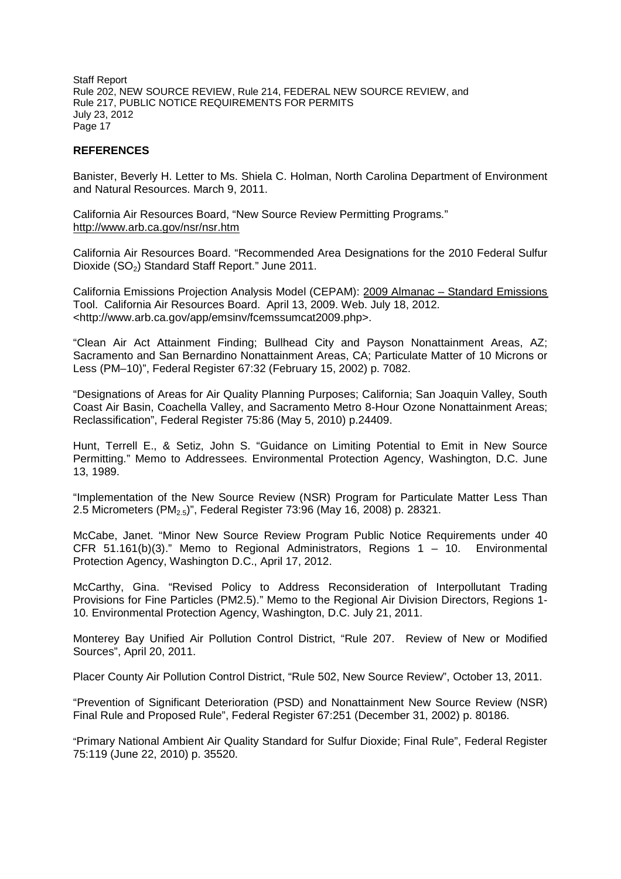## REFERENCES

Banister, Beverly H. Letter to Ms. Shiela C. Holman, North Carolina Department of Environment and Natural Resources. March 9, 2011.

California Air Resources Board, “New Source Review Permitting Programs.” http://www.arb.ca.gov/nsr/nsr.htm

California Air Resources Board. “Recommended Area Designations for the 2010 Federal Sulfur Dioxide ($SO_2$) Standard Staff Report.” June 2011.

California Emissions Projection Analysis Model (CEPAM): 2009 Almanac – Standard Emissions Tool. California Air Resources Board. April 13, 2009. Web. July 18, 2012. <http://www.arb.ca.gov/app/emsinv/fcemssumcat2009.php>.

“Clean Air Act Attainment Finding; Bullhead City and Payson Nonattainment Areas, AZ; Sacramento and San Bernardino Nonattainment Areas, CA; Particulate Matter of 10 Microns or Less (PM–10)”, Federal Register 67:32 (February 15, 2002) p. 7082.

“Designations of Areas for Air Quality Planning Purposes; California; San Joaquin Valley, South Coast Air Basin, Coachella Valley, and Sacramento Metro 8-Hour Ozone Nonattainment Areas; Reclassification”, Federal Register 75:86 (May 5, 2010) p.24409.

Hunt, Terrell E., & Setiz, John S. “Guidance on Limiting Potential to Emit in New Source Permitting.” Memo to Addressees. Environmental Protection Agency, Washington, D.C. June 13, 1989.

“Implementation of the New Source Review (NSR) Program for Particulate Matter Less Than 2.5 Micrometers ($PM_{2.5}$)”, Federal Register 73:96 (May 16, 2008) p. 28321.

McCabe, Janet. “Minor New Source Review Program Public Notice Requirements under 40 CFR 51.161(b)(3).” Memo to Regional Administrators, Regions 1 – 10. Environmental Protection Agency, Washington D.C., April 17, 2012.

McCarthy, Gina. “Revised Policy to Address Reconsideration of Interpollutant Trading Provisions for Fine Particles (PM2.5).” Memo to the Regional Air Division Directors, Regions 1-10. Environmental Protection Agency, Washington, D.C. July 21, 2011.

Monterey Bay Unified Air Pollution Control District, “Rule 207. Review of New or Modified Sources”, April 20, 2011.

Placer County Air Pollution Control District, “Rule 502, New Source Review”, October 13, 2011.

“Prevention of Significant Deterioration (PSD) and Nonattainment New Source Review (NSR) Final Rule and Proposed Rule”, Federal Register 67:251 (December 31, 2002) p. 80186.

“Primary National Ambient Air Quality Standard for Sulfur Dioxide; Final Rule”, Federal Register 75:119 (June 22, 2010) p. 35520.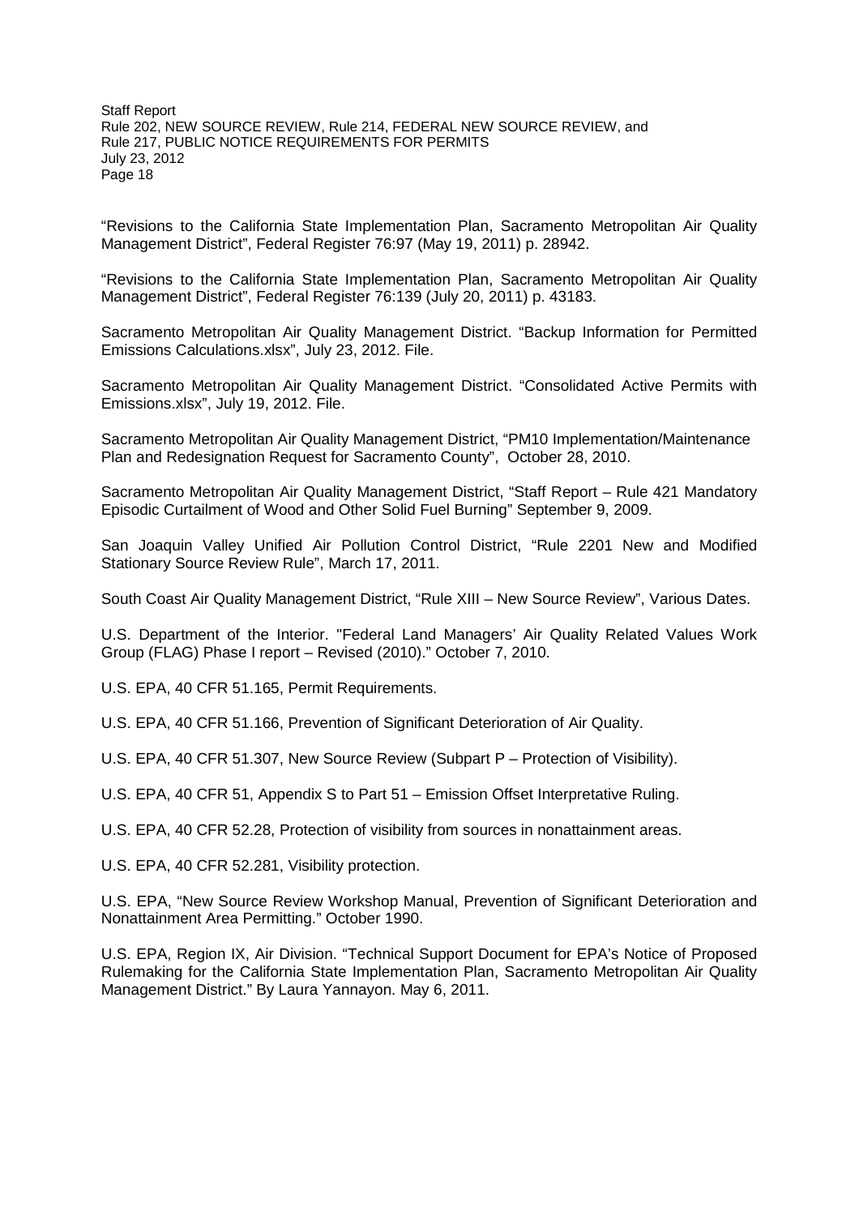"Revisions to the California State Implementation Plan, Sacramento Metropolitan Air Quality Management District", Federal Register 76:97 (May 19, 2011) p. 28942.

"Revisions to the California State Implementation Plan, Sacramento Metropolitan Air Quality Management District", Federal Register 76:139 (July 20, 2011) p. 43183.

Sacramento Metropolitan Air Quality Management District. "Backup Information for Permitted Emissions Calculations.xlsx", July 23, 2012. File.

Sacramento Metropolitan Air Quality Management District. "Consolidated Active Permits with Emissions.xlsx", July 19, 2012. File.

Sacramento Metropolitan Air Quality Management District, "PM10 Implementation/Maintenance Plan and Redesignation Request for Sacramento County", October 28, 2010.

Sacramento Metropolitan Air Quality Management District, "Staff Report – Rule 421 Mandatory Episodic Curtailment of Wood and Other Solid Fuel Burning" September 9, 2009.

San Joaquin Valley Unified Air Pollution Control District, "Rule 2201 New and Modified Stationary Source Review Rule", March 17, 2011.

South Coast Air Quality Management District, "Rule XIII – New Source Review", Various Dates.

U.S. Department of the Interior. "Federal Land Managers' Air Quality Related Values Work Group (FLAG) Phase I report – Revised (2010)." October 7, 2010.

U.S. EPA, 40 CFR 51.165, Permit Requirements.

U.S. EPA, 40 CFR 51.166, Prevention of Significant Deterioration of Air Quality.

U.S. EPA, 40 CFR 51.307, New Source Review (Subpart P – Protection of Visibility).

U.S. EPA, 40 CFR 51, Appendix S to Part 51 – Emission Offset Interpretative Ruling.

U.S. EPA, 40 CFR 52.28, Protection of visibility from sources in nonattainment areas.

U.S. EPA, 40 CFR 52.281, Visibility protection.

U.S. EPA, "New Source Review Workshop Manual, Prevention of Significant Deterioration and Nonattainment Area Permitting." October 1990.

U.S. EPA, Region IX, Air Division. "Technical Support Document for EPA's Notice of Proposed Rulemaking for the California State Implementation Plan, Sacramento Metropolitan Air Quality Management District." By Laura Yannayon. May 6, 2011.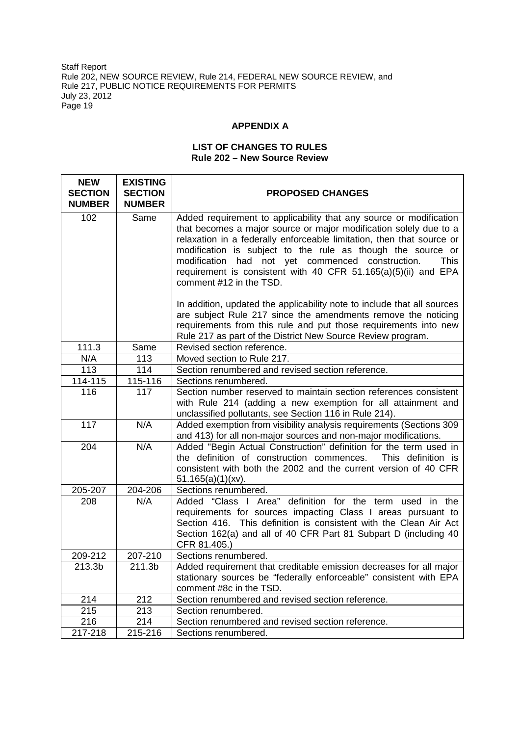## APPENDIX A

### LIST OF CHANGES TO RULES
### Rule 202 – New Source Review

| NEW SECTION NUMBER | EXISTING SECTION NUMBER | PROPOSED CHANGES |
|---|---|---|
| 102 | Same | Added requirement to applicability that any source or modification that becomes a major source or major modification solely due to a relaxation in a federally enforceable limitation, then that source or modification is subject to the rule as though the source or modification had not yet commenced construction. This requirement is consistent with 40 CFR 51.165(a)(5)(ii) and EPA comment #12 in the TSD.<br><br>In addition, updated the applicability note to include that all sources are subject Rule 217 since the amendments remove the noticing requirements from this rule and put those requirements into new Rule 217 as part of the District New Source Review program. |
| 111.3 | Same | Revised section reference. |
| N/A | 113 | Moved section to Rule 217. |
| 113 | 114 | Section renumbered and revised section reference. |
| 114-115 | 115-116 | Sections renumbered. |
| 116 | 117 | Section number reserved to maintain section references consistent with Rule 214 (adding a new exemption for all attainment and unclassified pollutants, see Section 116 in Rule 214). |
| 117 | N/A | Added exemption from visibility analysis requirements (Sections 309 and 413) for all non-major sources and non-major modifications. |
| 204 | N/A | Added "Begin Actual Construction" definition for the term used in the definition of construction commences. This definition is consistent with both the 2002 and the current version of 40 CFR 51.165(a)(1)(xv). |
| 205-207 | 204-206 | Sections renumbered. |
| 208 | N/A | Added "Class I Area" definition for the term used in the requirements for sources impacting Class I areas pursuant to Section 416. This definition is consistent with the Clean Air Act Section 162(a) and all of 40 CFR Part 81 Subpart D (including 40 CFR 81.405.) |
| 209-212 | 207-210 | Sections renumbered. |
| 213.3b | 211.3b | Added requirement that creditable emission decreases for all major stationary sources be "federally enforceable" consistent with EPA comment #8c in the TSD. |
| 214 | 212 | Section renumbered and revised section reference. |
| 215 | 213 | Section renumbered. |
| 216 | 214 | Section renumbered and revised section reference. |
| 217-218 | 215-216 | Sections renumbered. |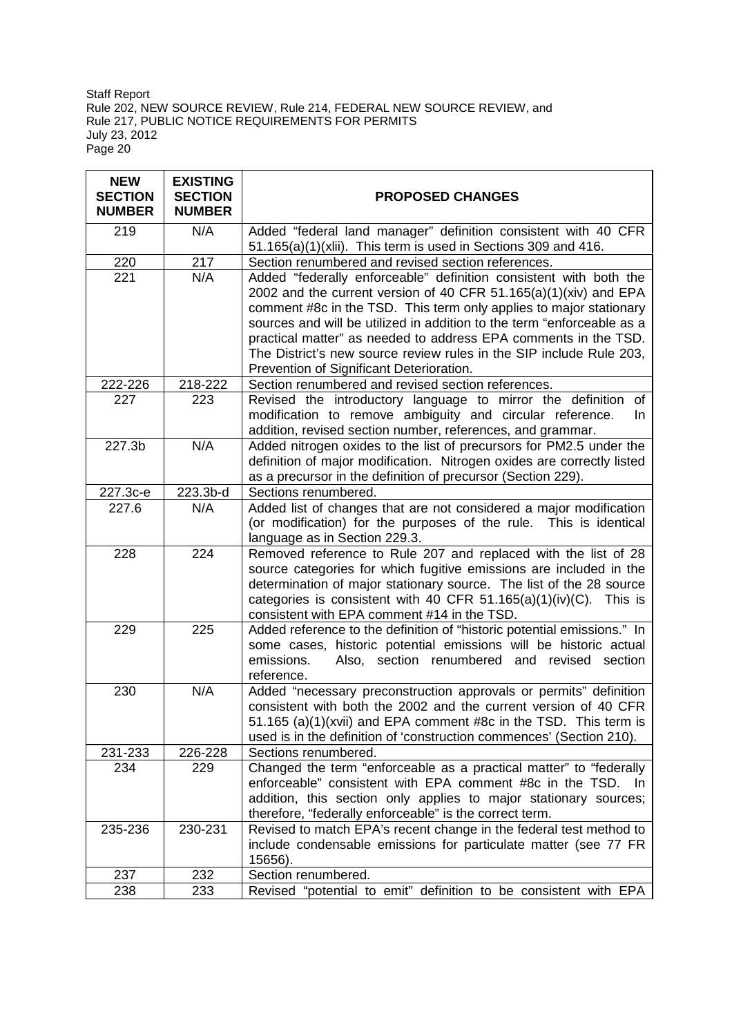| NEW SECTION NUMBER | EXISTING SECTION NUMBER | PROPOSED CHANGES |
|---|---|---|
| 219 | N/A | Added "federal land manager" definition consistent with 40 CFR 51.165(a)(1)(xlii). This term is used in Sections 309 and 416. |
| 220 | 217 | Section renumbered and revised section references. |
| 221 | N/A | Added "federally enforceable" definition consistent with both the 2002 and the current version of 40 CFR 51.165(a)(1)(xiv) and EPA comment #8c in the TSD. This term only applies to major stationary sources and will be utilized in addition to the term "enforceable as a practical matter" as needed to address EPA comments in the TSD. The District's new source review rules in the SIP include Rule 203, Prevention of Significant Deterioration. |
| 222-226 | 218-222 | Section renumbered and revised section references. |
| 227 | 223 | Revised the introductory language to mirror the definition of modification to remove ambiguity and circular reference. In addition, revised section number, references, and grammar. |
| 227.3b | N/A | Added nitrogen oxides to the list of precursors for PM2.5 under the definition of major modification. Nitrogen oxides are correctly listed as a precursor in the definition of precursor (Section 229). |
| 227.3c-e | 223.3b-d | Sections renumbered. |
| 227.6 | N/A | Added list of changes that are not considered a major modification (or modification) for the purposes of the rule. This is identical language as in Section 229.3. |
| 228 | 224 | Removed reference to Rule 207 and replaced with the list of 28 source categories for which fugitive emissions are included in the determination of major stationary source. The list of the 28 source categories is consistent with 40 CFR 51.165(a)(1)(iv)(C). This is consistent with EPA comment #14 in the TSD. |
| 229 | 225 | Added reference to the definition of "historic potential emissions." In some cases, historic potential emissions will be historic actual emissions. Also, section renumbered and revised section reference. |
| 230 | N/A | Added "necessary preconstruction approvals or permits" definition consistent with both the 2002 and the current version of 40 CFR 51.165 (a)(1)(xvii) and EPA comment #8c in the TSD. This term is used is in the definition of 'construction commences' (Section 210). |
| 231-233 | 226-228 | Sections renumbered. |
| 234 | 229 | Changed the term "enforceable as a practical matter" to "federally enforceable" consistent with EPA comment #8c in the TSD. In addition, this section only applies to major stationary sources; therefore, "federally enforceable" is the correct term. |
| 235-236 | 230-231 | Revised to match EPA's recent change in the federal test method to include condensable emissions for particulate matter (see 77 FR 15656). |
| 237 | 232 | Section renumbered. |
| 238 | 233 | Revised "potential to emit" definition to be consistent with EPA |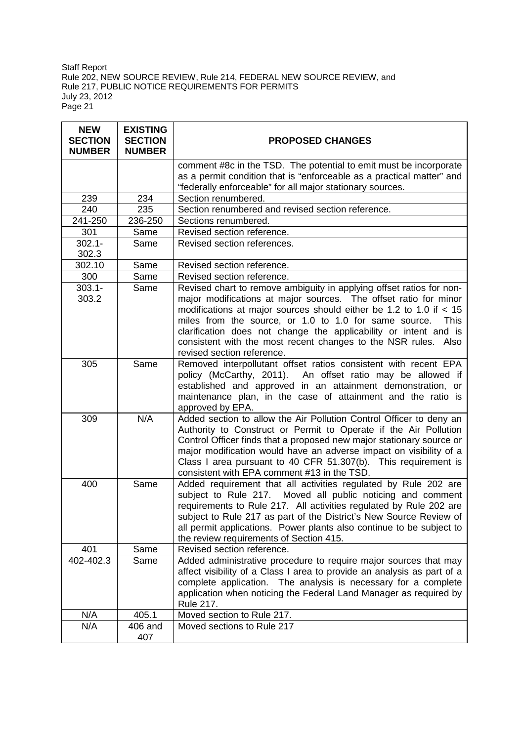| NEW SECTION NUMBER | EXISTING SECTION NUMBER | PROPOSED CHANGES |
|---|---|---|
| | | comment #8c in the TSD. The potential to emit must be incorporate as a permit condition that is "enforceable as a practical matter" and "federally enforceable" for all major stationary sources. |
| 239 | 234 | Section renumbered. |
| 240 | 235 | Section renumbered and revised section reference. |
| 241-250 | 236-250 | Sections renumbered. |
| 301 | Same | Revised section reference. |
| 302.1-302.3 | Same | Revised section references. |
| 302.10 | Same | Revised section reference. |
| 300 | Same | Revised section reference. |
| 303.1-303.2 | Same | Revised chart to remove ambiguity in applying offset ratios for non-major modifications at major sources. The offset ratio for minor modifications at major sources should either be 1.2 to 1.0 if < 15 miles from the source, or 1.0 to 1.0 for same source. This clarification does not change the applicability or intent and is consistent with the most recent changes to the NSR rules. Also revised section reference. |
| 305 | Same | Removed interpollutant offset ratios consistent with recent EPA policy (McCarthy, 2011). An offset ratio may be allowed if established and approved in an attainment demonstration, or maintenance plan, in the case of attainment and the ratio is approved by EPA. |
| 309 | N/A | Added section to allow the Air Pollution Control Officer to deny an Authority to Construct or Permit to Operate if the Air Pollution Control Officer finds that a proposed new major stationary source or major modification would have an adverse impact on visibility of a Class I area pursuant to 40 CFR 51.307(b). This requirement is consistent with EPA comment #13 in the TSD. |
| 400 | Same | Added requirement that all activities regulated by Rule 202 are subject to Rule 217. Moved all public noticing and comment requirements to Rule 217. All activities regulated by Rule 202 are subject to Rule 217 as part of the District's New Source Review of all permit applications. Power plants also continue to be subject to the review requirements of Section 415. |
| 401 | Same | Revised section reference. |
| 402-402.3 | Same | Added administrative procedure to require major sources that may affect visibility of a Class I area to provide an analysis as part of a complete application. The analysis is necessary for a complete application when noticing the Federal Land Manager as required by Rule 217. |
| N/A | 405.1 | Moved section to Rule 217. |
| N/A | 406 and 407 | Moved sections to Rule 217 |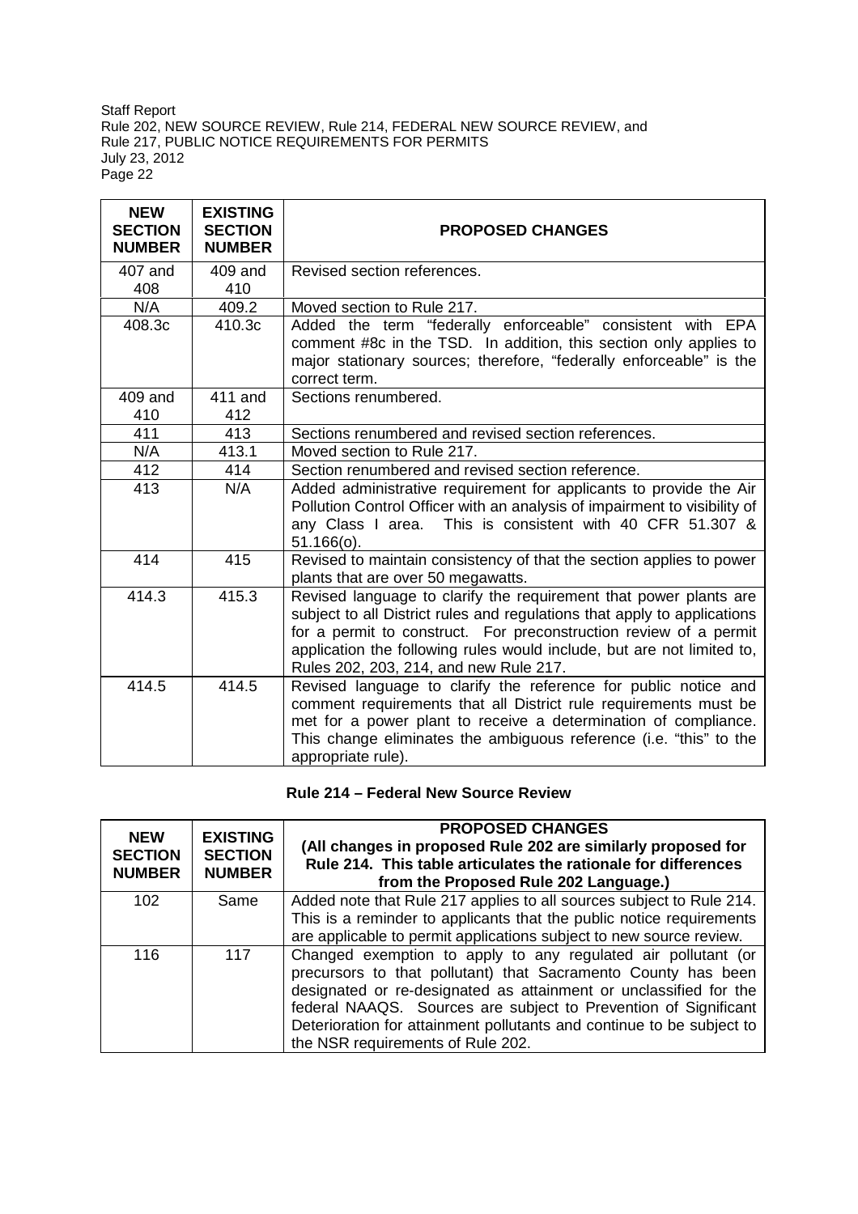| NEW SECTION NUMBER | EXISTING SECTION NUMBER | PROPOSED CHANGES |
|---|---|---|
| 407 and 408 | 409 and 410 | Revised section references. |
| N/A | 409.2 | Moved section to Rule 217. |
| 408.3c | 410.3c | Added the term "federally enforceable" consistent with EPA comment #8c in the TSD. In addition, this section only applies to major stationary sources; therefore, "federally enforceable" is the correct term. |
| 409 and 410 | 411 and 412 | Sections renumbered. |
| 411 | 413 | Sections renumbered and revised section references. |
| N/A | 413.1 | Moved section to Rule 217. |
| 412 | 414 | Section renumbered and revised section reference. |
| 413 | N/A | Added administrative requirement for applicants to provide the Air Pollution Control Officer with an analysis of impairment to visibility of any Class I area. This is consistent with 40 CFR 51.307 & 51.166(o). |
| 414 | 415 | Revised to maintain consistency of that the section applies to power plants that are over 50 megawatts. |
| 414.3 | 415.3 | Revised language to clarify the requirement that power plants are subject to all District rules and regulations that apply to applications for a permit to construct. For preconstruction review of a permit application the following rules would include, but are not limited to, Rules 202, 203, 214, and new Rule 217. |
| 414.5 | 414.5 | Revised language to clarify the reference for public notice and comment requirements that all District rule requirements must be met for a power plant to receive a determination of compliance. This change eliminates the ambiguous reference (i.e. "this" to the appropriate rule). |

**Rule 214 – Federal New Source Review**

| NEW SECTION NUMBER | EXISTING SECTION NUMBER | PROPOSED CHANGES (All changes in proposed Rule 202 are similarly proposed for Rule 214. This table articulates the rationale for differences from the Proposed Rule 202 Language.) |
|---|---|---|
| 102 | Same | Added note that Rule 217 applies to all sources subject to Rule 214. This is a reminder to applicants that the public notice requirements are applicable to permit applications subject to new source review. |
| 116 | 117 | Changed exemption to apply to any regulated air pollutant (or precursors to that pollutant) that Sacramento County has been designated or re-designated as attainment or unclassified for the federal NAAQS. Sources are subject to Prevention of Significant Deterioration for attainment pollutants and continue to be subject to the NSR requirements of Rule 202. |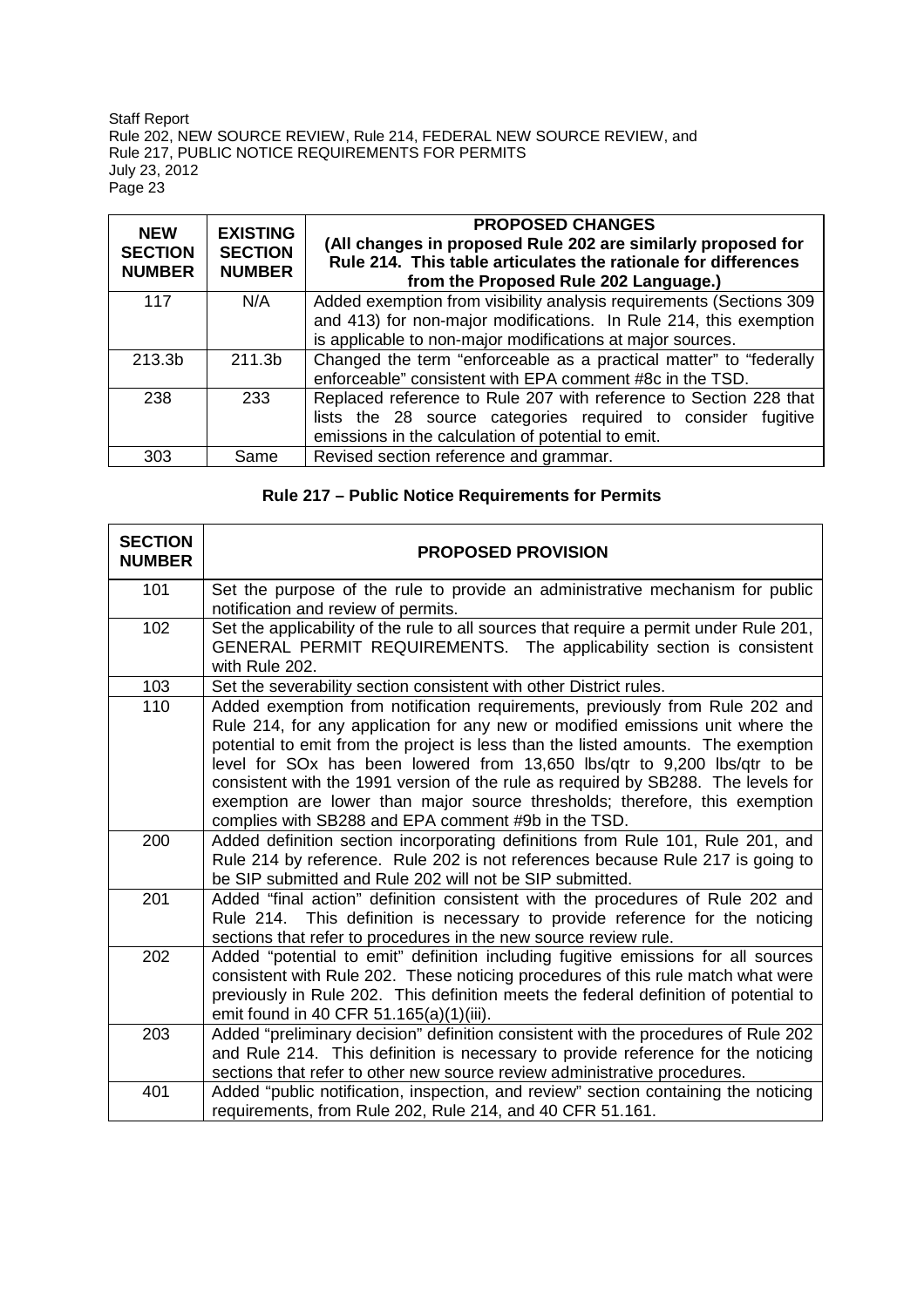| NEW SECTION NUMBER | EXISTING SECTION NUMBER | PROPOSED CHANGES (All changes in proposed Rule 202 are similarly proposed for Rule 214. This table articulates the rationale for differences from the Proposed Rule 202 Language.) |
|---|---|---|
| 117 | N/A | Added exemption from visibility analysis requirements (Sections 309 and 413) for non-major modifications. In Rule 214, this exemption is applicable to non-major modifications at major sources. |
| 213.3b | 211.3b | Changed the term "enforceable as a practical matter" to "federally enforceable" consistent with EPA comment #8c in the TSD. |
| 238 | 233 | Replaced reference to Rule 207 with reference to Section 228 that lists the 28 source categories required to consider fugitive emissions in the calculation of potential to emit. |
| 303 | Same | Revised section reference and grammar. |

### Rule 217 – Public Notice Requirements for Permits

| SECTION NUMBER | PROPOSED PROVISION |
|---|---|
| 101 | Set the purpose of the rule to provide an administrative mechanism for public notification and review of permits. |
| 102 | Set the applicability of the rule to all sources that require a permit under Rule 201, GENERAL PERMIT REQUIREMENTS. The applicability section is consistent with Rule 202. |
| 103 | Set the severability section consistent with other District rules. |
| 110 | Added exemption from notification requirements, previously from Rule 202 and Rule 214, for any application for any new or modified emissions unit where the potential to emit from the project is less than the listed amounts. The exemption level for SOx has been lowered from 13,650 lbs/qtr to 9,200 lbs/qtr to be consistent with the 1991 version of the rule as required by SB288. The levels for exemption are lower than major source thresholds; therefore, this exemption complies with SB288 and EPA comment #9b in the TSD. |
| 200 | Added definition section incorporating definitions from Rule 101, Rule 201, and Rule 214 by reference. Rule 202 is not references because Rule 217 is going to be SIP submitted and Rule 202 will not be SIP submitted. |
| 201 | Added "final action" definition consistent with the procedures of Rule 202 and Rule 214. This definition is necessary to provide reference for the noticing sections that refer to procedures in the new source review rule. |
| 202 | Added "potential to emit" definition including fugitive emissions for all sources consistent with Rule 202. These noticing procedures of this rule match what were previously in Rule 202. This definition meets the federal definition of potential to emit found in 40 CFR 51.165(a)(1)(iii). |
| 203 | Added "preliminary decision" definition consistent with the procedures of Rule 202 and Rule 214. This definition is necessary to provide reference for the noticing sections that refer to other new source review administrative procedures. |
| 401 | Added "public notification, inspection, and review" section containing the noticing requirements, from Rule 202, Rule 214, and 40 CFR 51.161. |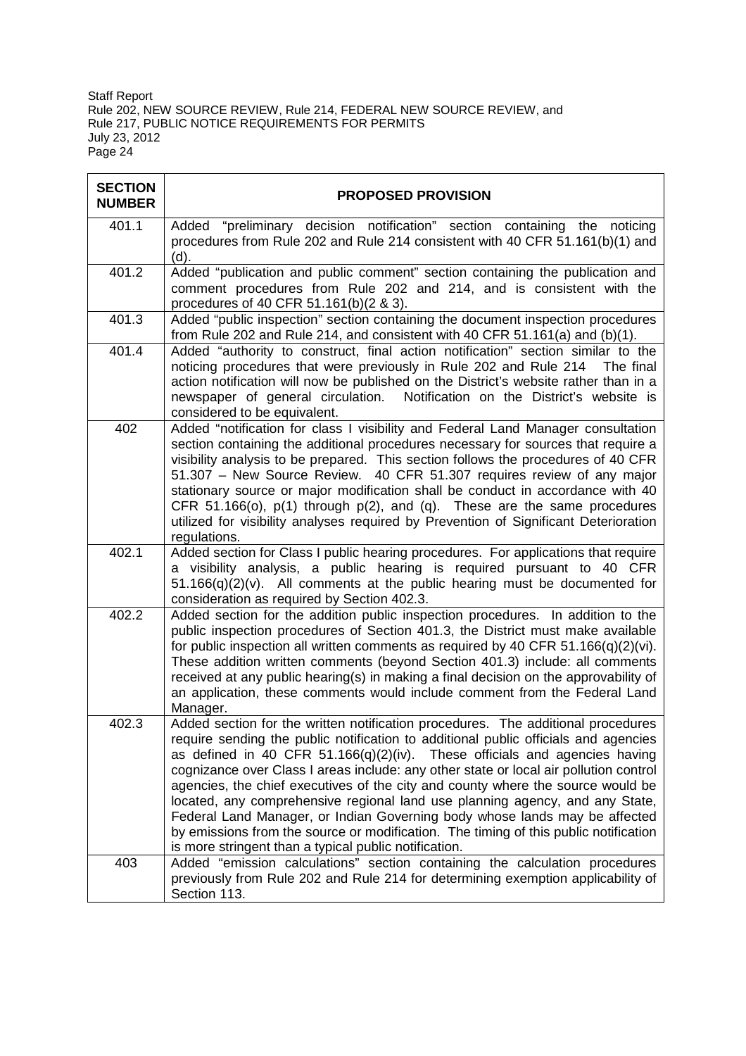| SECTION NUMBER | PROPOSED PROVISION |
|---|---|
| 401.1 | Added "preliminary decision notification" section containing the noticing procedures from Rule 202 and Rule 214 consistent with 40 CFR 51.161(b)(1) and (d). |
| 401.2 | Added "publication and public comment" section containing the publication and comment procedures from Rule 202 and 214, and is consistent with the procedures of 40 CFR 51.161(b)(2 & 3). |
| 401.3 | Added "public inspection" section containing the document inspection procedures from Rule 202 and Rule 214, and consistent with 40 CFR 51.161(a) and (b)(1). |
| 401.4 | Added "authority to construct, final action notification" section similar to the noticing procedures that were previously in Rule 202 and Rule 214 The final action notification will now be published on the District's website rather than in a newspaper of general circulation. Notification on the District's website is considered to be equivalent. |
| 402 | Added "notification for class I visibility and Federal Land Manager consultation section containing the additional procedures necessary for sources that require a visibility analysis to be prepared. This section follows the procedures of 40 CFR 51.307 – New Source Review. 40 CFR 51.307 requires review of any major stationary source or major modification shall be conduct in accordance with 40 CFR 51.166(o), p(1) through p(2), and (q). These are the same procedures utilized for visibility analyses required by Prevention of Significant Deterioration regulations. |
| 402.1 | Added section for Class I public hearing procedures. For applications that require a visibility analysis, a public hearing is required pursuant to 40 CFR 51.166(q)(2)(v). All comments at the public hearing must be documented for consideration as required by Section 402.3. |
| 402.2 | Added section for the addition public inspection procedures. In addition to the public inspection procedures of Section 401.3, the District must make available for public inspection all written comments as required by 40 CFR 51.166(q)(2)(vi). These addition written comments (beyond Section 401.3) include: all comments received at any public hearing(s) in making a final decision on the approvability of an application, these comments would include comment from the Federal Land Manager. |
| 402.3 | Added section for the written notification procedures. The additional procedures require sending the public notification to additional public officials and agencies as defined in 40 CFR 51.166(q)(2)(iv). These officials and agencies having cognizance over Class I areas include: any other state or local air pollution control agencies, the chief executives of the city and county where the source would be located, any comprehensive regional land use planning agency, and any State, Federal Land Manager, or Indian Governing body whose lands may be affected by emissions from the source or modification. The timing of this public notification is more stringent than a typical public notification. |
| 403 | Added "emission calculations" section containing the calculation procedures previously from Rule 202 and Rule 214 for determining exemption applicability of Section 113. |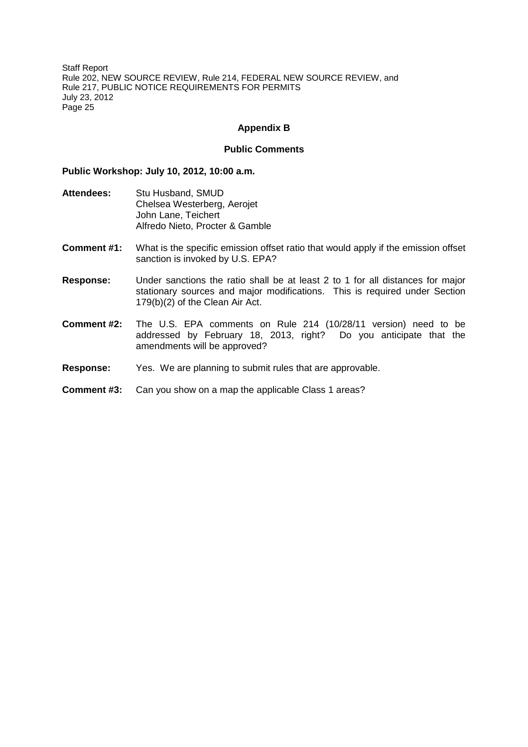## Appendix B

## Public Comments

**Public Workshop: July 10, 2012, 10:00 a.m.**

**Attendees:** Stu Husband, SMUD
Chelsea Westerberg, Aerojet
John Lane, Teichert
Alfredo Nieto, Procter & Gamble

**Comment #1:** What is the specific emission offset ratio that would apply if the emission offset sanction is invoked by U.S. EPA?

**Response:** Under sanctions the ratio shall be at least 2 to 1 for all distances for major stationary sources and major modifications. This is required under Section 179(b)(2) of the Clean Air Act.

**Comment #2:** The U.S. EPA comments on Rule 214 (10/28/11 version) need to be addressed by February 18, 2013, right? Do you anticipate that the amendments will be approved?

**Response:** Yes. We are planning to submit rules that are approvable.

**Comment #3:** Can you show on a map the applicable Class 1 areas?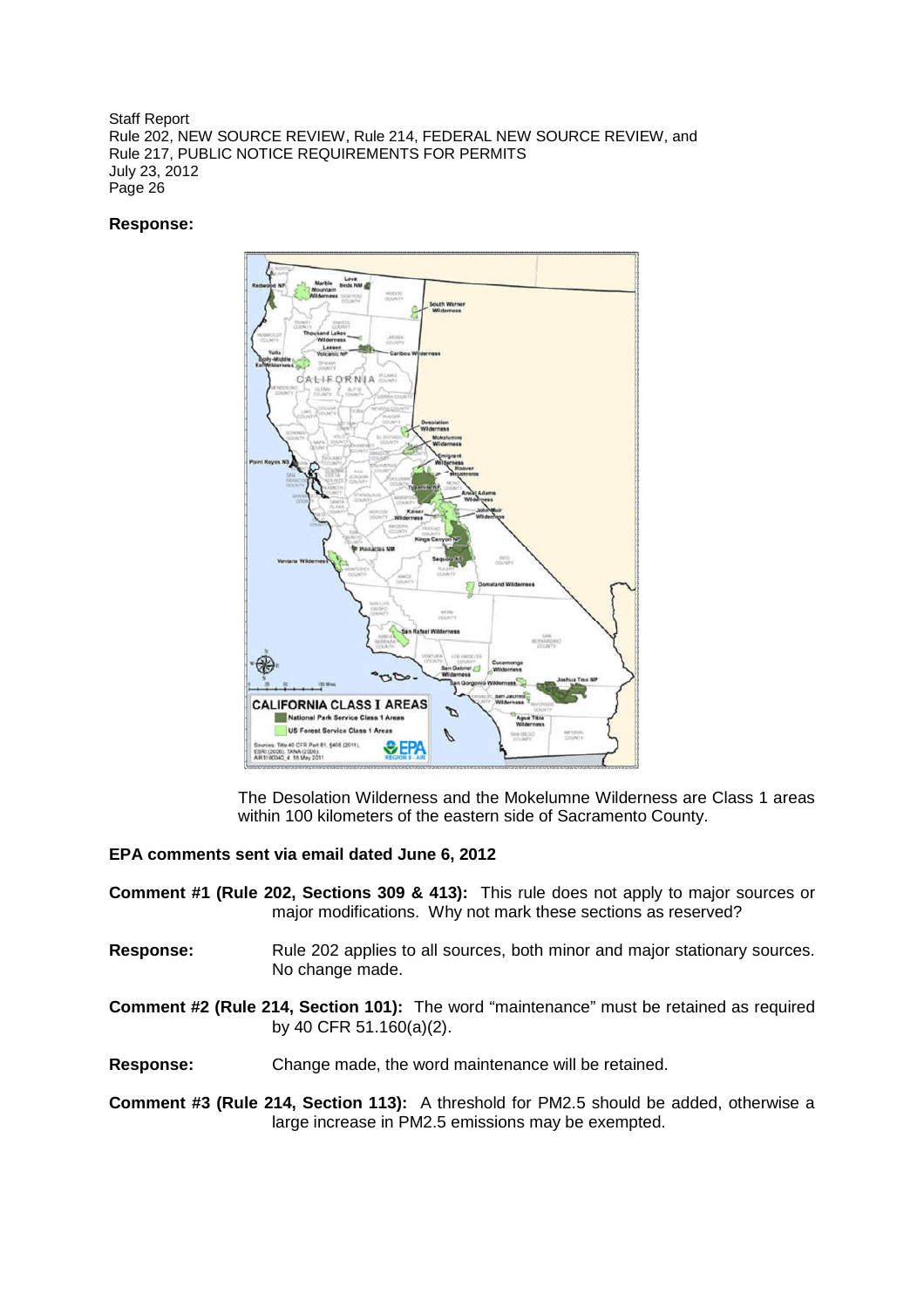**Response:**

The Desolation Wilderness and the Mokelumne Wilderness are Class 1 areas within 100 kilometers of the eastern side of Sacramento County.

**EPA comments sent via email dated June 6, 2012**

**Comment #1 (Rule 202, Sections 309 & 413):** This rule does not apply to major sources or major modifications. Why not mark these sections as reserved?

**Response:** Rule 202 applies to all sources, both minor and major stationary sources. No change made.

**Comment #2 (Rule 214, Section 101):** The word "maintenance" must be retained as required by 40 CFR 51.160(a)(2).

**Response:** Change made, the word maintenance will be retained.

**Comment #3 (Rule 214, Section 113):** A threshold for PM2.5 should be added, otherwise a large increase in PM2.5 emissions may be exempted.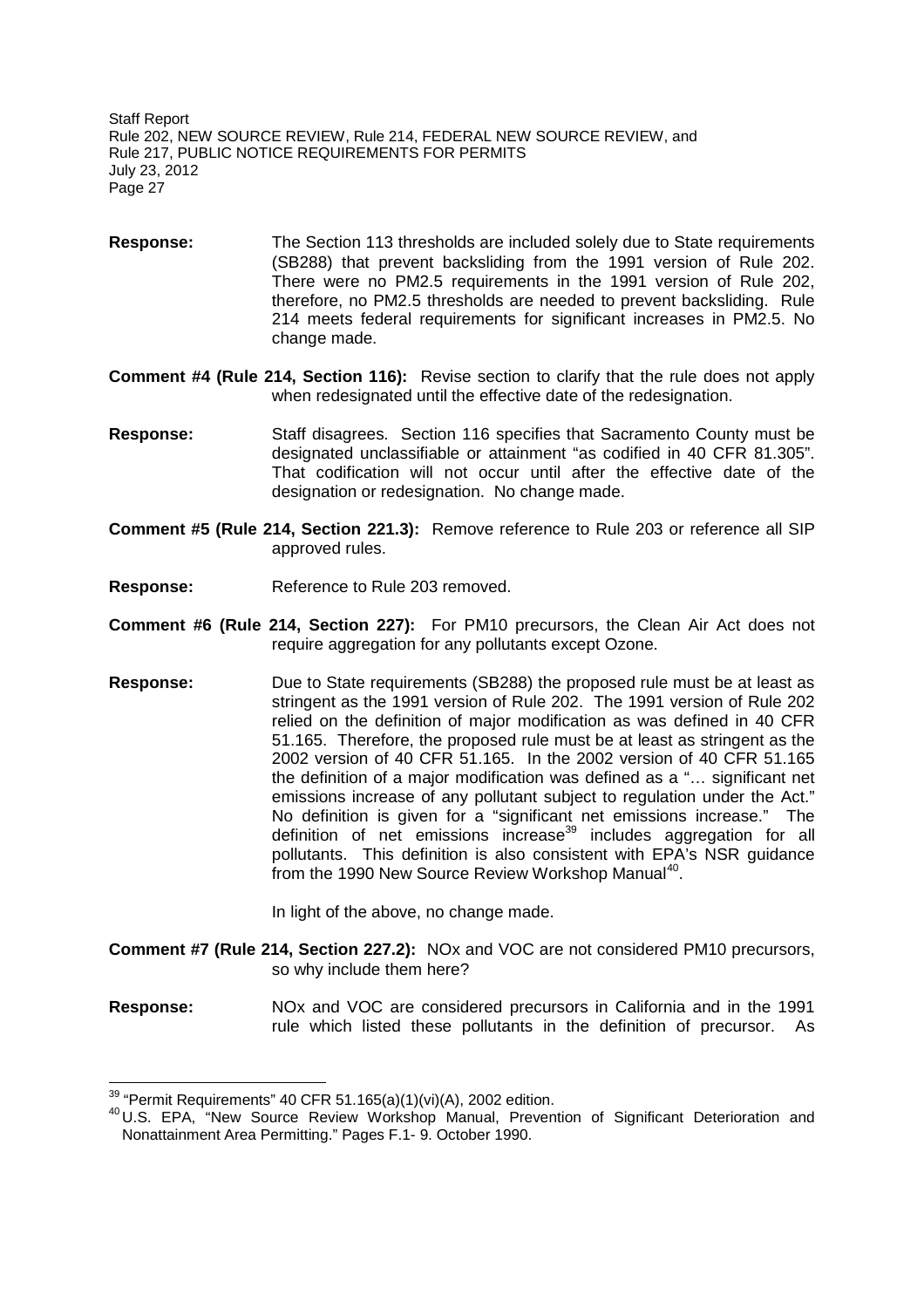**Response:** The Section 113 thresholds are included solely due to State requirements (SB288) that prevent backsliding from the 1991 version of Rule 202. There were no PM2.5 requirements in the 1991 version of Rule 202, therefore, no PM2.5 thresholds are needed to prevent backsliding. Rule 214 meets federal requirements for significant increases in PM2.5. No change made.

**Comment #4 (Rule 214, Section 116):** Revise section to clarify that the rule does not apply when redesignated until the effective date of the redesignation.

**Response:** Staff disagrees. Section 116 specifies that Sacramento County must be designated unclassifiable or attainment "as codified in 40 CFR 81.305". That codification will not occur until after the effective date of the designation or redesignation. No change made.

**Comment #5 (Rule 214, Section 221.3):** Remove reference to Rule 203 or reference all SIP approved rules.

**Response:** Reference to Rule 203 removed.

**Comment #6 (Rule 214, Section 227):** For PM10 precursors, the Clean Air Act does not require aggregation for any pollutants except Ozone.

**Response:** Due to State requirements (SB288) the proposed rule must be at least as stringent as the 1991 version of Rule 202. The 1991 version of Rule 202 relied on the definition of major modification as was defined in 40 CFR 51.165. Therefore, the proposed rule must be at least as stringent as the 2002 version of 40 CFR 51.165. In the 2002 version of 40 CFR 51.165 the definition of a major modification was defined as a "… significant net emissions increase of any pollutant subject to regulation under the Act." No definition is given for a "significant net emissions increase." The definition of net emissions increase[39] includes aggregation for all pollutants. This definition is also consistent with EPA's NSR guidance from the 1990 New Source Review Workshop Manual[40].

In light of the above, no change made.

**Comment #7 (Rule 214, Section 227.2):** NOx and VOC are not considered PM10 precursors, so why include them here?

**Response:** NOx and VOC are considered precursors in California and in the 1991 rule which listed these pollutants in the definition of precursor. As

---

[39] "Permit Requirements" 40 CFR 51.165(a)(1)(vi)(A), 2002 edition.

[40] U.S. EPA, "New Source Review Workshop Manual, Prevention of Significant Deterioration and Nonattainment Area Permitting." Pages F.1- 9. October 1990.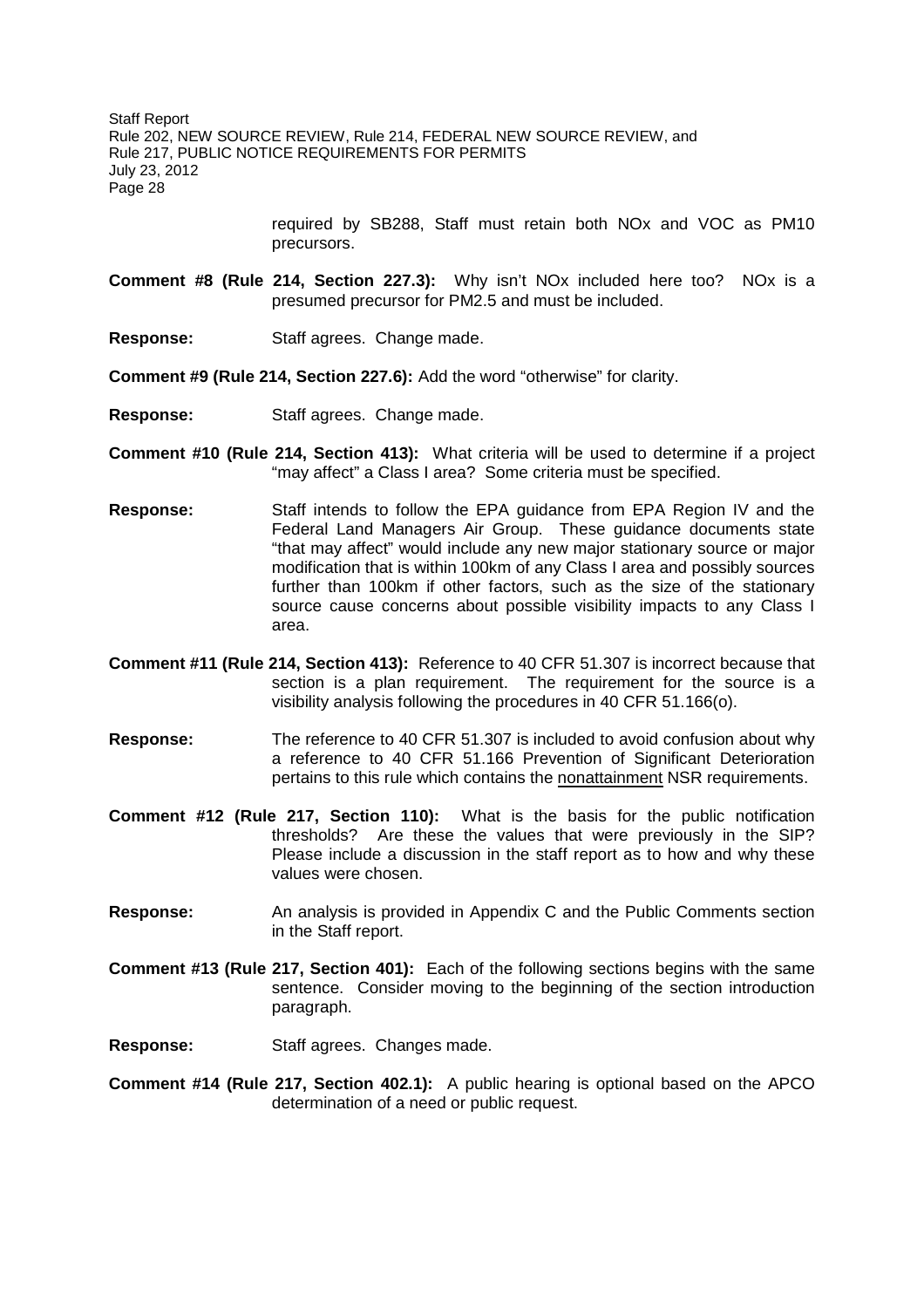required by SB288, Staff must retain both NOx and VOC as PM10 precursors.

**Comment #8 (Rule 214, Section 227.3):** Why isn't NOx included here too? NOx is a presumed precursor for PM2.5 and must be included.

**Response:** Staff agrees. Change made.

**Comment #9 (Rule 214, Section 227.6):** Add the word "otherwise" for clarity.

**Response:** Staff agrees. Change made.

**Comment #10 (Rule 214, Section 413):** What criteria will be used to determine if a project "may affect" a Class I area? Some criteria must be specified.

**Response:** Staff intends to follow the EPA guidance from EPA Region IV and the Federal Land Managers Air Group. These guidance documents state "that may affect" would include any new major stationary source or major modification that is within 100km of any Class I area and possibly sources further than 100km if other factors, such as the size of the stationary source cause concerns about possible visibility impacts to any Class I area.

**Comment #11 (Rule 214, Section 413):** Reference to 40 CFR 51.307 is incorrect because that section is a plan requirement. The requirement for the source is a visibility analysis following the procedures in 40 CFR 51.166(o).

**Response:** The reference to 40 CFR 51.307 is included to avoid confusion about why a reference to 40 CFR 51.166 Prevention of Significant Deterioration pertains to this rule which contains the <u>nonattainment</u> NSR requirements.

**Comment #12 (Rule 217, Section 110):** What is the basis for the public notification thresholds? Are these the values that were previously in the SIP? Please include a discussion in the staff report as to how and why these values were chosen.

**Response:** An analysis is provided in Appendix C and the Public Comments section in the Staff report.

**Comment #13 (Rule 217, Section 401):** Each of the following sections begins with the same sentence. Consider moving to the beginning of the section introduction paragraph.

**Response:** Staff agrees. Changes made.

**Comment #14 (Rule 217, Section 402.1):** A public hearing is optional based on the APCO determination of a need or public request.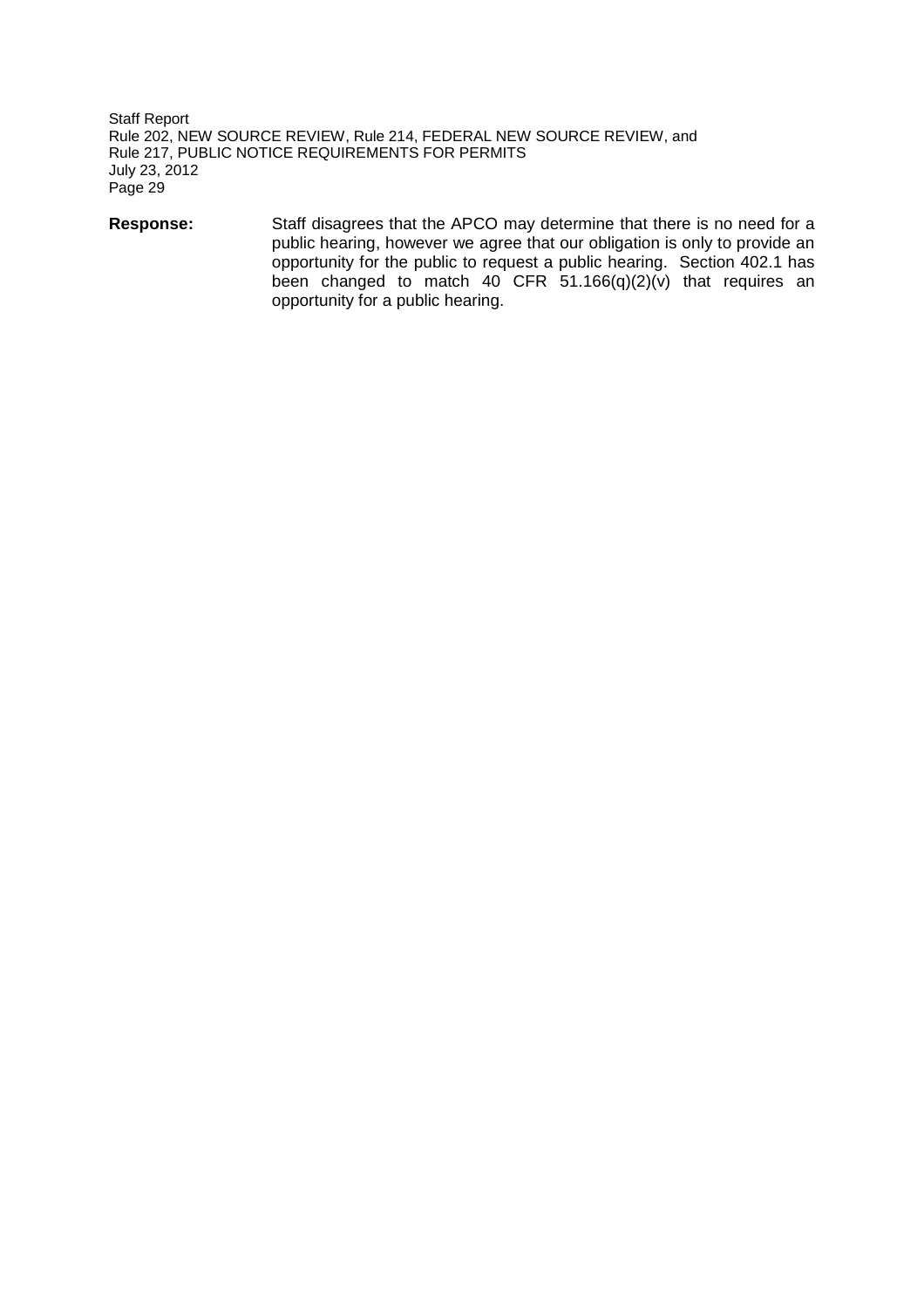**Response:** Staff disagrees that the APCO may determine that there is no need for a public hearing, however we agree that our obligation is only to provide an opportunity for the public to request a public hearing. Section 402.1 has been changed to match 40 CFR 51.166(q)(2)(v) that requires an opportunity for a public hearing.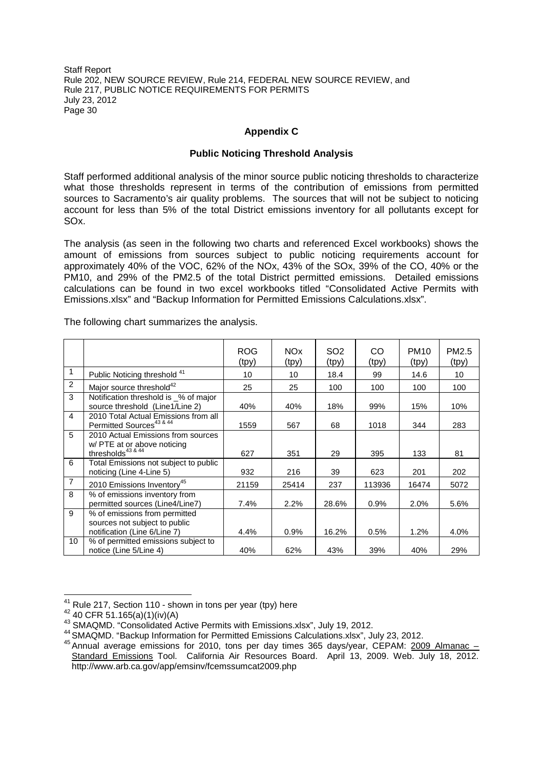## Appendix C

### Public Noticing Threshold Analysis

Staff performed additional analysis of the minor source public noticing thresholds to characterize what those thresholds represent in terms of the contribution of emissions from permitted sources to Sacramento's air quality problems. The sources that will not be subject to noticing account for less than 5% of the total District emissions inventory for all pollutants except for SOx.

The analysis (as seen in the following two charts and referenced Excel workbooks) shows the amount of emissions from sources subject to public noticing requirements account for approximately 40% of the VOC, 62% of the NOx, 43% of the SOx, 39% of the CO, 40% or the PM10, and 29% of the PM2.5 of the total District permitted emissions. Detailed emissions calculations can be found in two excel workbooks titled "Consolidated Active Permits with Emissions.xlsx" and "Backup Information for Permitted Emissions Calculations.xlsx".

The following chart summarizes the analysis.

| | | ROG (tpy) | NOx (tpy) | SO2 (tpy) | CO (tpy) | PM10 (tpy) | PM2.5 (tpy) |
|---|---|---|---|---|---|---|---|
| 1 | Public Noticing threshold [41] | 10 | 10 | 18.4 | 99 | 14.6 | 10 |
| 2 | Major source threshold[42] | 25 | 25 | 100 | 100 | 100 | 100 |
| 3 | Notification threshold is _% of major source threshold (Line1/Line 2) | 40% | 40% | 18% | 99% | 15% | 10% |
| 4 | 2010 Total Actual Emissions from all Permitted Sources[43 & 44] | 1559 | 567 | 68 | 1018 | 344 | 283 |
| 5 | 2010 Actual Emissions from sources w/ PTE at or above noticing thresholds[43 & 44] | 627 | 351 | 29 | 395 | 133 | 81 |
| 6 | Total Emissions not subject to public noticing (Line 4-Line 5) | 932 | 216 | 39 | 623 | 201 | 202 |
| 7 | 2010 Emissions Inventory[45] | 21159 | 25414 | 237 | 113936 | 16474 | 5072 |
| 8 | % of emissions inventory from permitted sources (Line4/Line7) | 7.4% | 2.2% | 28.6% | 0.9% | 2.0% | 5.6% |
| 9 | % of emissions from permitted sources not subject to public notification (Line 6/Line 7) | 4.4% | 0.9% | 16.2% | 0.5% | 1.2% | 4.0% |
| 10 | % of permitted emissions subject to notice (Line 5/Line 4) | 40% | 62% | 43% | 39% | 40% | 29% |

---

[41] Rule 217, Section 110 - shown in tons per year (tpy) here

[42] 40 CFR 51.165(a)(1)(iv)(A)

[43] SMAQMD. "Consolidated Active Permits with Emissions.xlsx", July 19, 2012.

[44] SMAQMD. "Backup Information for Permitted Emissions Calculations.xlsx", July 23, 2012.

[45] Annual average emissions for 2010, tons per day times 365 days/year, CEPAM: 2009 Almanac – Standard Emissions Tool. California Air Resources Board. April 13, 2009. Web. July 18, 2012. http://www.arb.ca.gov/app/emsinv/fcemssumcat2009.php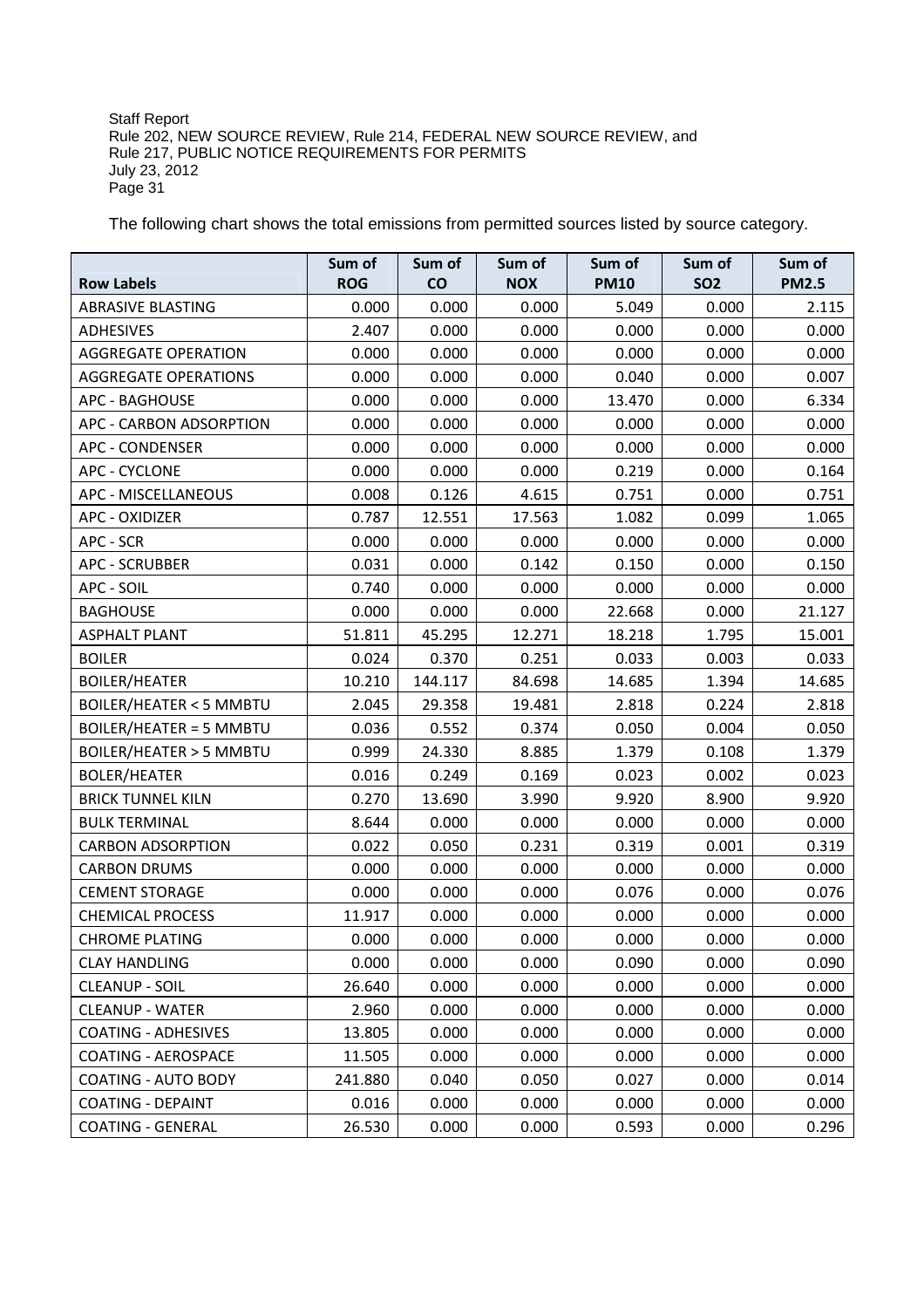The following chart shows the total emissions from permitted sources listed by source category.

| Row Labels | Sum of ROG | Sum of CO | Sum of NOX | Sum of PM10 | Sum of SO2 | Sum of PM2.5 |
|---|---|---|---|---|---|---|
| ABRASIVE BLASTING | 0.000 | 0.000 | 0.000 | 5.049 | 0.000 | 2.115 |
| ADHESIVES | 2.407 | 0.000 | 0.000 | 0.000 | 0.000 | 0.000 |
| AGGREGATE OPERATION | 0.000 | 0.000 | 0.000 | 0.000 | 0.000 | 0.000 |
| AGGREGATE OPERATIONS | 0.000 | 0.000 | 0.000 | 0.040 | 0.000 | 0.007 |
| APC - BAGHOUSE | 0.000 | 0.000 | 0.000 | 13.470 | 0.000 | 6.334 |
| APC - CARBON ADSORPTION | 0.000 | 0.000 | 0.000 | 0.000 | 0.000 | 0.000 |
| APC - CONDENSER | 0.000 | 0.000 | 0.000 | 0.000 | 0.000 | 0.000 |
| APC - CYCLONE | 0.000 | 0.000 | 0.000 | 0.219 | 0.000 | 0.164 |
| APC - MISCELLANEOUS | 0.008 | 0.126 | 4.615 | 0.751 | 0.000 | 0.751 |
| APC - OXIDIZER | 0.787 | 12.551 | 17.563 | 1.082 | 0.099 | 1.065 |
| APC - SCR | 0.000 | 0.000 | 0.000 | 0.000 | 0.000 | 0.000 |
| APC - SCRUBBER | 0.031 | 0.000 | 0.142 | 0.150 | 0.000 | 0.150 |
| APC - SOIL | 0.740 | 0.000 | 0.000 | 0.000 | 0.000 | 0.000 |
| BAGHOUSE | 0.000 | 0.000 | 0.000 | 22.668 | 0.000 | 21.127 |
| ASPHALT PLANT | 51.811 | 45.295 | 12.271 | 18.218 | 1.795 | 15.001 |
| BOILER | 0.024 | 0.370 | 0.251 | 0.033 | 0.003 | 0.033 |
| BOILER/HEATER | 10.210 | 144.117 | 84.698 | 14.685 | 1.394 | 14.685 |
| BOILER/HEATER < 5 MMBTU | 2.045 | 29.358 | 19.481 | 2.818 | 0.224 | 2.818 |
| BOILER/HEATER = 5 MMBTU | 0.036 | 0.552 | 0.374 | 0.050 | 0.004 | 0.050 |
| BOILER/HEATER > 5 MMBTU | 0.999 | 24.330 | 8.885 | 1.379 | 0.108 | 1.379 |
| BOLER/HEATER | 0.016 | 0.249 | 0.169 | 0.023 | 0.002 | 0.023 |
| BRICK TUNNEL KILN | 0.270 | 13.690 | 3.990 | 9.920 | 8.900 | 9.920 |
| BULK TERMINAL | 8.644 | 0.000 | 0.000 | 0.000 | 0.000 | 0.000 |
| CARBON ADSORPTION | 0.022 | 0.050 | 0.231 | 0.319 | 0.001 | 0.319 |
| CARBON DRUMS | 0.000 | 0.000 | 0.000 | 0.000 | 0.000 | 0.000 |
| CEMENT STORAGE | 0.000 | 0.000 | 0.000 | 0.076 | 0.000 | 0.076 |
| CHEMICAL PROCESS | 11.917 | 0.000 | 0.000 | 0.000 | 0.000 | 0.000 |
| CHROME PLATING | 0.000 | 0.000 | 0.000 | 0.000 | 0.000 | 0.000 |
| CLAY HANDLING | 0.000 | 0.000 | 0.000 | 0.090 | 0.000 | 0.090 |
| CLEANUP - SOIL | 26.640 | 0.000 | 0.000 | 0.000 | 0.000 | 0.000 |
| CLEANUP - WATER | 2.960 | 0.000 | 0.000 | 0.000 | 0.000 | 0.000 |
| COATING - ADHESIVES | 13.805 | 0.000 | 0.000 | 0.000 | 0.000 | 0.000 |
| COATING - AEROSPACE | 11.505 | 0.000 | 0.000 | 0.000 | 0.000 | 0.000 |
| COATING - AUTO BODY | 241.880 | 0.040 | 0.050 | 0.027 | 0.000 | 0.014 |
| COATING - DEPAINT | 0.016 | 0.000 | 0.000 | 0.000 | 0.000 | 0.000 |
| COATING - GENERAL | 26.530 | 0.000 | 0.000 | 0.593 | 0.000 | 0.296 |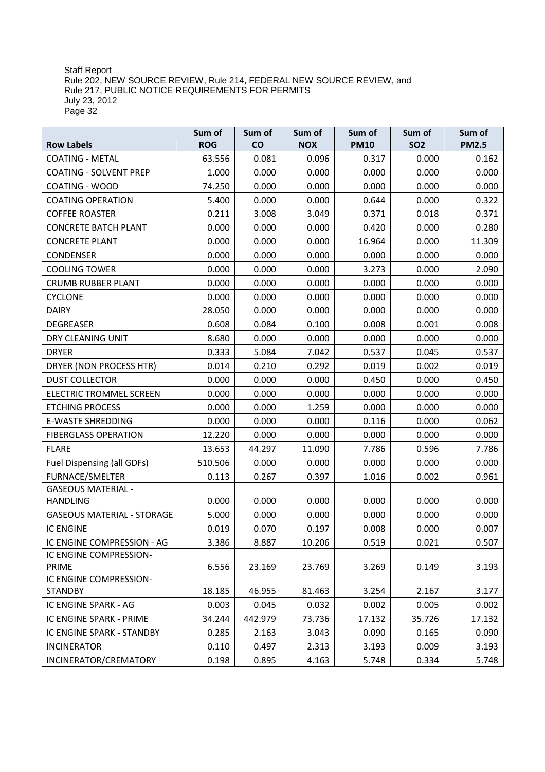| Row Labels | Sum of ROG | Sum of CO | Sum of NOX | Sum of PM10 | Sum of SO2 | Sum of PM2.5 |
|---|---|---|---|---|---|---|
| COATING - METAL | 63.556 | 0.081 | 0.096 | 0.317 | 0.000 | 0.162 |
| COATING - SOLVENT PREP | 1.000 | 0.000 | 0.000 | 0.000 | 0.000 | 0.000 |
| COATING - WOOD | 74.250 | 0.000 | 0.000 | 0.000 | 0.000 | 0.000 |
| COATING OPERATION | 5.400 | 0.000 | 0.000 | 0.644 | 0.000 | 0.322 |
| COFFEE ROASTER | 0.211 | 3.008 | 3.049 | 0.371 | 0.018 | 0.371 |
| CONCRETE BATCH PLANT | 0.000 | 0.000 | 0.000 | 0.420 | 0.000 | 0.280 |
| CONCRETE PLANT | 0.000 | 0.000 | 0.000 | 16.964 | 0.000 | 11.309 |
| CONDENSER | 0.000 | 0.000 | 0.000 | 0.000 | 0.000 | 0.000 |
| COOLING TOWER | 0.000 | 0.000 | 0.000 | 3.273 | 0.000 | 2.090 |
| CRUMB RUBBER PLANT | 0.000 | 0.000 | 0.000 | 0.000 | 0.000 | 0.000 |
| CYCLONE | 0.000 | 0.000 | 0.000 | 0.000 | 0.000 | 0.000 |
| DAIRY | 28.050 | 0.000 | 0.000 | 0.000 | 0.000 | 0.000 |
| DEGREASER | 0.608 | 0.084 | 0.100 | 0.008 | 0.001 | 0.008 |
| DRY CLEANING UNIT | 8.680 | 0.000 | 0.000 | 0.000 | 0.000 | 0.000 |
| DRYER | 0.333 | 5.084 | 7.042 | 0.537 | 0.045 | 0.537 |
| DRYER (NON PROCESS HTR) | 0.014 | 0.210 | 0.292 | 0.019 | 0.002 | 0.019 |
| DUST COLLECTOR | 0.000 | 0.000 | 0.000 | 0.450 | 0.000 | 0.450 |
| ELECTRIC TROMMEL SCREEN | 0.000 | 0.000 | 0.000 | 0.000 | 0.000 | 0.000 |
| ETCHING PROCESS | 0.000 | 0.000 | 1.259 | 0.000 | 0.000 | 0.000 |
| E-WASTE SHREDDING | 0.000 | 0.000 | 0.000 | 0.116 | 0.000 | 0.062 |
| FIBERGLASS OPERATION | 12.220 | 0.000 | 0.000 | 0.000 | 0.000 | 0.000 |
| FLARE | 13.653 | 44.297 | 11.090 | 7.786 | 0.596 | 7.786 |
| Fuel Dispensing (all GDFs) | 510.506 | 0.000 | 0.000 | 0.000 | 0.000 | 0.000 |
| FURNACE/SMELTER | 0.113 | 0.267 | 0.397 | 1.016 | 0.002 | 0.961 |
| GASEOUS MATERIAL - HANDLING | 0.000 | 0.000 | 0.000 | 0.000 | 0.000 | 0.000 |
| GASEOUS MATERIAL - STORAGE | 5.000 | 0.000 | 0.000 | 0.000 | 0.000 | 0.000 |
| IC ENGINE | 0.019 | 0.070 | 0.197 | 0.008 | 0.000 | 0.007 |
| IC ENGINE COMPRESSION - AG | 3.386 | 8.887 | 10.206 | 0.519 | 0.021 | 0.507 |
| IC ENGINE COMPRESSION-PRIME | 6.556 | 23.169 | 23.769 | 3.269 | 0.149 | 3.193 |
| IC ENGINE COMPRESSION-STANDBY | 18.185 | 46.955 | 81.463 | 3.254 | 2.167 | 3.177 |
| IC ENGINE SPARK - AG | 0.003 | 0.045 | 0.032 | 0.002 | 0.005 | 0.002 |
| IC ENGINE SPARK - PRIME | 34.244 | 442.979 | 73.736 | 17.132 | 35.726 | 17.132 |
| IC ENGINE SPARK - STANDBY | 0.285 | 2.163 | 3.043 | 0.090 | 0.165 | 0.090 |
| INCINERATOR | 0.110 | 0.497 | 2.313 | 3.193 | 0.009 | 3.193 |
| INCINERATOR/CREMATORY | 0.198 | 0.895 | 4.163 | 5.748 | 0.334 | 5.748 |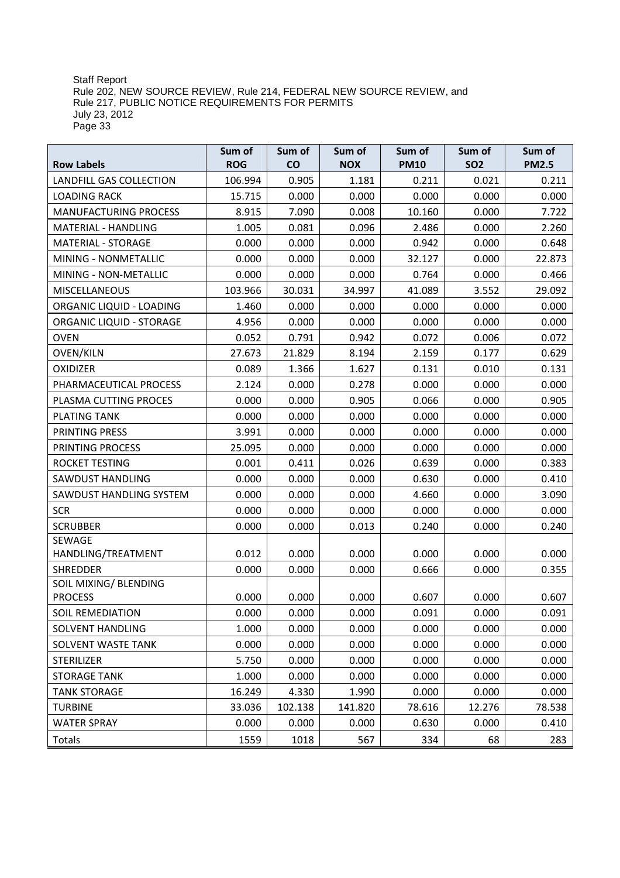| Row Labels | Sum of ROG | Sum of CO | Sum of NOX | Sum of PM10 | Sum of SO2 | Sum of PM2.5 |
|---|---|---|---|---|---|---|
| LANDFILL GAS COLLECTION | 106.994 | 0.905 | 1.181 | 0.211 | 0.021 | 0.211 |
| LOADING RACK | 15.715 | 0.000 | 0.000 | 0.000 | 0.000 | 0.000 |
| MANUFACTURING PROCESS | 8.915 | 7.090 | 0.008 | 10.160 | 0.000 | 7.722 |
| MATERIAL - HANDLING | 1.005 | 0.081 | 0.096 | 2.486 | 0.000 | 2.260 |
| MATERIAL - STORAGE | 0.000 | 0.000 | 0.000 | 0.942 | 0.000 | 0.648 |
| MINING - NONMETALLIC | 0.000 | 0.000 | 0.000 | 32.127 | 0.000 | 22.873 |
| MINING - NON-METALLIC | 0.000 | 0.000 | 0.000 | 0.764 | 0.000 | 0.466 |
| MISCELLANEOUS | 103.966 | 30.031 | 34.997 | 41.089 | 3.552 | 29.092 |
| ORGANIC LIQUID - LOADING | 1.460 | 0.000 | 0.000 | 0.000 | 0.000 | 0.000 |
| ORGANIC LIQUID - STORAGE | 4.956 | 0.000 | 0.000 | 0.000 | 0.000 | 0.000 |
| OVEN | 0.052 | 0.791 | 0.942 | 0.072 | 0.006 | 0.072 |
| OVEN/KILN | 27.673 | 21.829 | 8.194 | 2.159 | 0.177 | 0.629 |
| OXIDIZER | 0.089 | 1.366 | 1.627 | 0.131 | 0.010 | 0.131 |
| PHARMACEUTICAL PROCESS | 2.124 | 0.000 | 0.278 | 0.000 | 0.000 | 0.000 |
| PLASMA CUTTING PROCES | 0.000 | 0.000 | 0.905 | 0.066 | 0.000 | 0.905 |
| PLATING TANK | 0.000 | 0.000 | 0.000 | 0.000 | 0.000 | 0.000 |
| PRINTING PRESS | 3.991 | 0.000 | 0.000 | 0.000 | 0.000 | 0.000 |
| PRINTING PROCESS | 25.095 | 0.000 | 0.000 | 0.000 | 0.000 | 0.000 |
| ROCKET TESTING | 0.001 | 0.411 | 0.026 | 0.639 | 0.000 | 0.383 |
| SAWDUST HANDLING | 0.000 | 0.000 | 0.000 | 0.630 | 0.000 | 0.410 |
| SAWDUST HANDLING SYSTEM | 0.000 | 0.000 | 0.000 | 4.660 | 0.000 | 3.090 |
| SCR | 0.000 | 0.000 | 0.000 | 0.000 | 0.000 | 0.000 |
| SCRUBBER | 0.000 | 0.000 | 0.013 | 0.240 | 0.000 | 0.240 |
| SEWAGE HANDLING/TREATMENT | 0.012 | 0.000 | 0.000 | 0.000 | 0.000 | 0.000 |
| SHREDDER | 0.000 | 0.000 | 0.000 | 0.666 | 0.000 | 0.355 |
| SOIL MIXING/ BLENDING PROCESS | 0.000 | 0.000 | 0.000 | 0.607 | 0.000 | 0.607 |
| SOIL REMEDIATION | 0.000 | 0.000 | 0.000 | 0.091 | 0.000 | 0.091 |
| SOLVENT HANDLING | 1.000 | 0.000 | 0.000 | 0.000 | 0.000 | 0.000 |
| SOLVENT WASTE TANK | 0.000 | 0.000 | 0.000 | 0.000 | 0.000 | 0.000 |
| STERILIZER | 5.750 | 0.000 | 0.000 | 0.000 | 0.000 | 0.000 |
| STORAGE TANK | 1.000 | 0.000 | 0.000 | 0.000 | 0.000 | 0.000 |
| TANK STORAGE | 16.249 | 4.330 | 1.990 | 0.000 | 0.000 | 0.000 |
| TURBINE | 33.036 | 102.138 | 141.820 | 78.616 | 12.276 | 78.538 |
| WATER SPRAY | 0.000 | 0.000 | 0.000 | 0.630 | 0.000 | 0.410 |
| Totals | 1559 | 1018 | 567 | 334 | 68 | 283 |